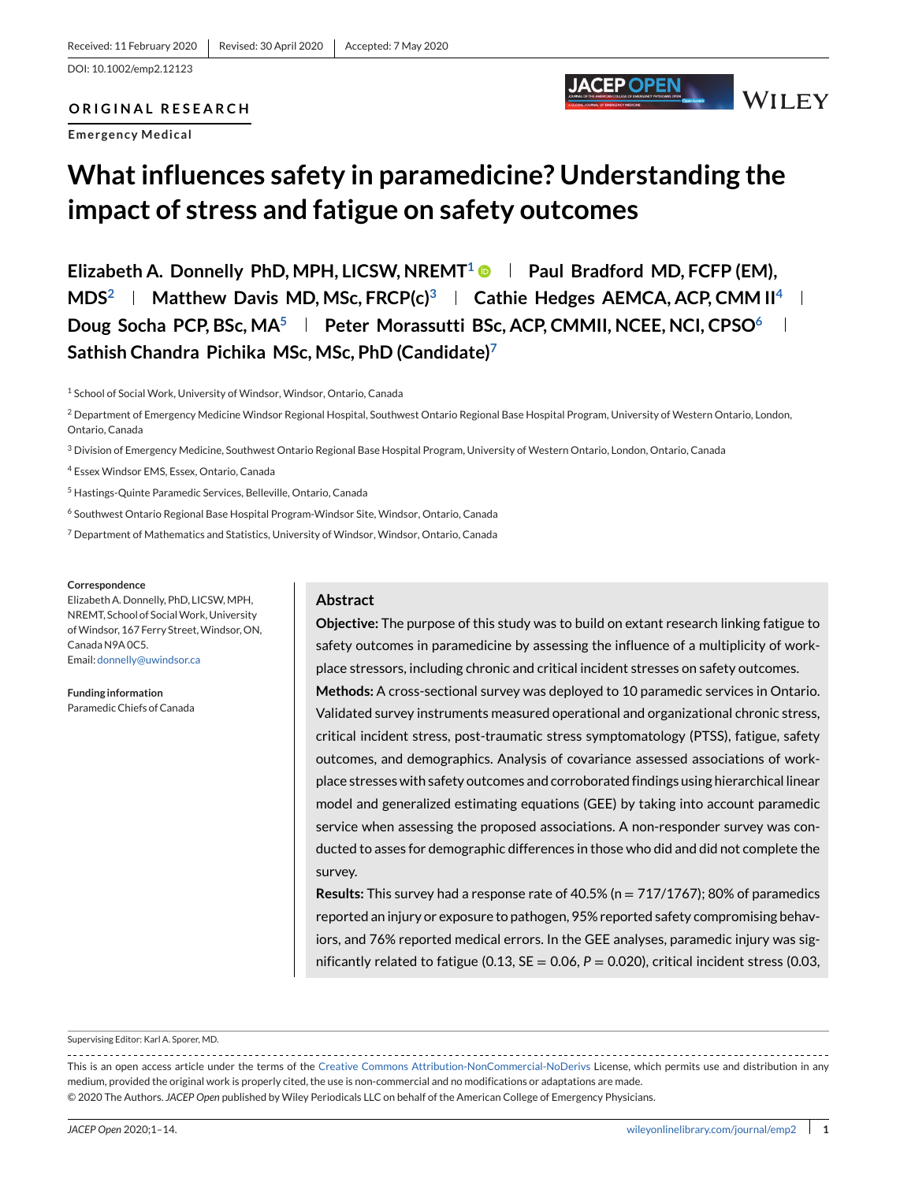Received: 11 February 2020 | Revised: 30 April 2020 | Accepted: 7 May 2020

DOI: 10.1002/emp2.12123

**ORIGINAL RESEARCH**

Emergency Medical

# What influences safety in paramedicine? Understanding the impact of stress and fatigue on safety outcomes

**Elizabeth A. Donnelly PhD, MPH, LICSW, NREMT[1] | Paul Bradford MD, FCFP (EM), MDS[2] | Matthew Davis MD, MSc, FRCP(c)[3] | Cathie Hedges AEMCA, ACP, CMM II[4] | Doug Socha PCP, BSc, MA[5] | Peter Morassutti BSc, ACP, CMMII, NCEE, NCI, CPSO[6] | Sathish Chandra Pichika MSc, MSc, PhD (Candidate)[7]**

[1] School of Social Work, University of Windsor, Windsor, Ontario, Canada

[2] Department of Emergency Medicine Windsor Regional Hospital, Southwest Ontario Regional Base Hospital Program, University of Western Ontario, London, Ontario, Canada

[3] Division of Emergency Medicine, Southwest Ontario Regional Base Hospital Program, University of Western Ontario, London, Ontario, Canada

[4] Essex Windsor EMS, Essex, Ontario, Canada

[5] Hastings-Quinte Paramedic Services, Belleville, Ontario, Canada

[6] Southwest Ontario Regional Base Hospital Program-Windsor Site, Windsor, Ontario, Canada

[7] Department of Mathematics and Statistics, University of Windsor, Windsor, Ontario, Canada

**Correspondence**

Elizabeth A. Donnelly, PhD, LICSW, MPH, NREMT, School of Social Work, University of Windsor, 167 Ferry Street, Windsor, ON, Canada N9A 0C5.

Email: donnelly@uwindsor.ca

**Funding information**

Paramedic Chiefs of Canada

## Abstract

**Objective:** The purpose of this study was to build on extant research linking fatigue to safety outcomes in paramedicine by assessing the influence of a multiplicity of workplace stressors, including chronic and critical incident stresses on safety outcomes.

**Methods:** A cross-sectional survey was deployed to 10 paramedic services in Ontario. Validated survey instruments measured operational and organizational chronic stress, critical incident stress, post-traumatic stress symptomatology (PTSS), fatigue, safety outcomes, and demographics. Analysis of covariance assessed associations of workplace stresses with safety outcomes and corroborated findings using hierarchical linear model and generalized estimating equations (GEE) by taking into account paramedic service when assessing the proposed associations. A non-responder survey was conducted to asses for demographic differences in those who did and did not complete the survey.

**Results:** This survey had a response rate of 40.5% (n = 717/1767); 80% of paramedics reported an injury or exposure to pathogen, 95% reported safety compromising behaviors, and 76% reported medical errors. In the GEE analyses, paramedic injury was significantly related to fatigue (0.13, SE = 0.06, $P = 0.020$), critical incident stress (0.03,

Supervising Editor: Karl A. Sporer, MD.

This is an open access article under the terms of the Creative Commons Attribution-NonCommercial-NoDerivs License, which permits use and distribution in any medium, provided the original work is properly cited, the use is non-commercial and no modifications or adaptations are made.

© 2020 The Authors. *JACEP Open* published by Wiley Periodicals LLC on behalf of the American College of Emergency Physicians.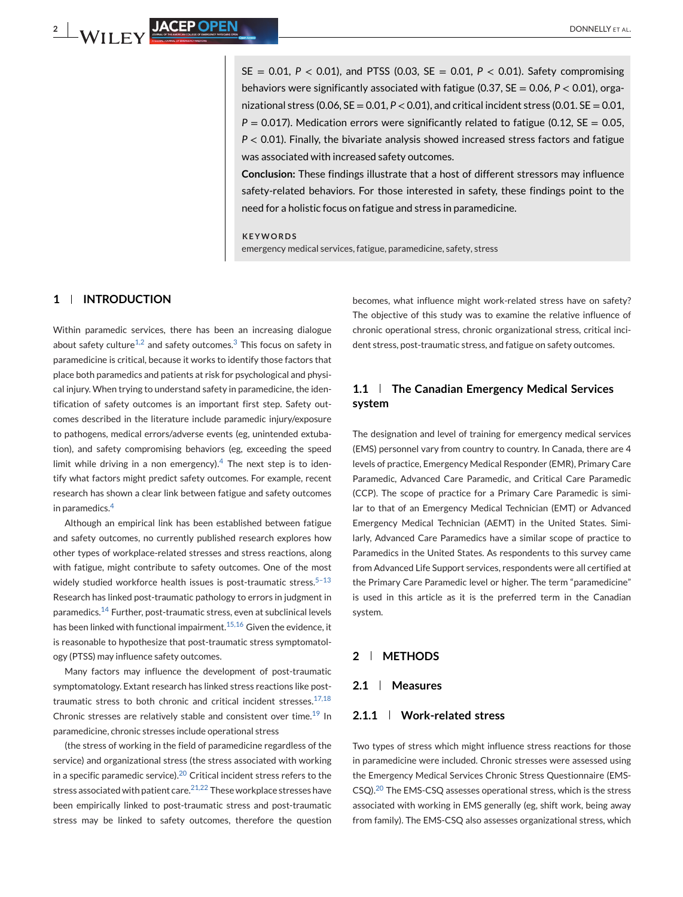SE = 0.01, $P < 0.01$), and PTSS (0.03, SE = 0.01, $P < 0.01$). Safety compromising behaviors were significantly associated with fatigue (0.37, SE = 0.06, $P < 0.01$), organizational stress (0.06, SE = 0.01, $P < 0.01$), and critical incident stress (0.01. SE = 0.01, $P = 0.017$). Medication errors were significantly related to fatigue (0.12, SE = 0.05, $P < 0.01$). Finally, the bivariate analysis showed increased stress factors and fatigue was associated with increased safety outcomes.

**Conclusion:** These findings illustrate that a host of different stressors may influence safety-related behaviors. For those interested in safety, these findings point to the need for a holistic focus on fatigue and stress in paramedicine.

**KEYWORDS**

emergency medical services, fatigue, paramedicine, safety, stress

## 1 | INTRODUCTION

Within paramedic services, there has been an increasing dialogue about safety culture[1,2] and safety outcomes.[3] This focus on safety in paramedicine is critical, because it works to identify those factors that place both paramedics and patients at risk for psychological and physical injury. When trying to understand safety in paramedicine, the identification of safety outcomes is an important first step. Safety outcomes described in the literature include paramedic injury/exposure to pathogens, medical errors/adverse events (eg, unintended extubation), and safety compromising behaviors (eg, exceeding the speed limit while driving in a non emergency).[4] The next step is to identify what factors might predict safety outcomes. For example, recent research has shown a clear link between fatigue and safety outcomes in paramedics.[4]

Although an empirical link has been established between fatigue and safety outcomes, no currently published research explores how other types of workplace-related stresses and stress reactions, along with fatigue, might contribute to safety outcomes. One of the most widely studied workforce health issues is post-traumatic stress.[5–13] Research has linked post-traumatic pathology to errors in judgment in paramedics.[14] Further, post-traumatic stress, even at subclinical levels has been linked with functional impairment.[15,16] Given the evidence, it is reasonable to hypothesize that post-traumatic stress symptomatology (PTSS) may influence safety outcomes.

Many factors may influence the development of post-traumatic symptomatology. Extant research has linked stress reactions like post-traumatic stress to both chronic and critical incident stresses.[17,18] Chronic stresses are relatively stable and consistent over time.[19] In paramedicine, chronic stresses include operational stress (the stress of working in the field of paramedicine regardless of the service) and organizational stress (the stress associated with working in a specific paramedic service).[20] Critical incident stress refers to the stress associated with patient care.[21,22] These workplace stresses have been empirically linked to post-traumatic stress and post-traumatic stress may be linked to safety outcomes, therefore the question becomes, what influence might work-related stress have on safety? The objective of this study was to examine the relative influence of chronic operational stress, chronic organizational stress, critical incident stress, post-traumatic stress, and fatigue on safety outcomes.

### 1.1 | The Canadian Emergency Medical Services system

The designation and level of training for emergency medical services (EMS) personnel vary from country to country. In Canada, there are 4 levels of practice, Emergency Medical Responder (EMR), Primary Care Paramedic, Advanced Care Paramedic, and Critical Care Paramedic (CCP). The scope of practice for a Primary Care Paramedic is similar to that of an Emergency Medical Technician (EMT) or Advanced Emergency Medical Technician (AEMT) in the United States. Similarly, Advanced Care Paramedics have a similar scope of practice to Paramedics in the United States. As respondents to this survey came from Advanced Life Support services, respondents were all certified at the Primary Care Paramedic level or higher. The term "paramedicine" is used in this article as it is the preferred term in the Canadian system.

## 2 | METHODS

### 2.1 | Measures

#### 2.1.1 | Work-related stress

Two types of stress which might influence stress reactions for those in paramedicine were included. Chronic stresses were assessed using the Emergency Medical Services Chronic Stress Questionnaire (EMS-CSQ).[20] The EMS-CSQ assesses operational stress, which is the stress associated with working in EMS generally (eg, shift work, being away from family). The EMS-CSQ also assesses organizational stress, which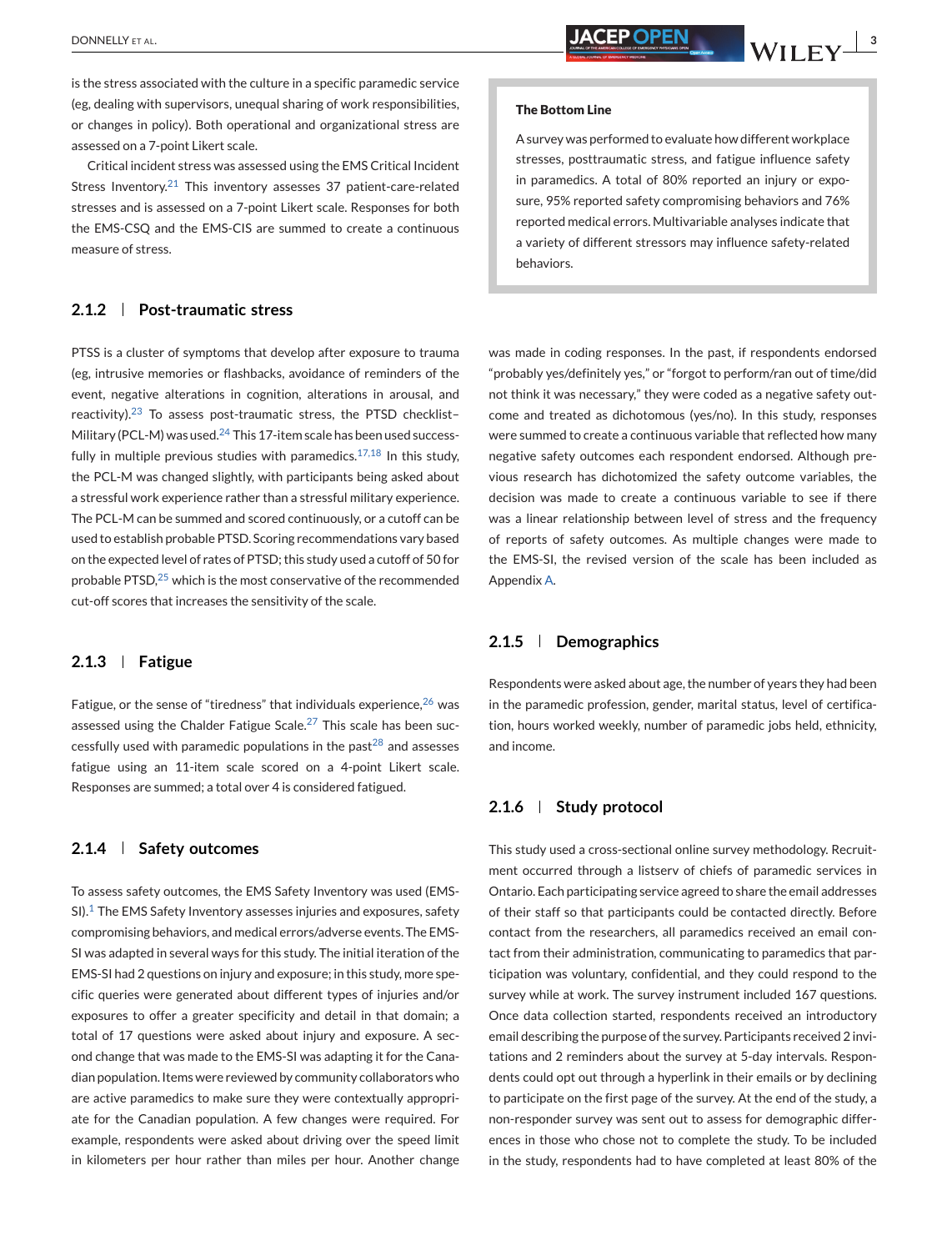is the stress associated with the culture in a specific paramedic service (eg, dealing with supervisors, unequal sharing of work responsibilities, or changes in policy). Both operational and organizational stress are assessed on a 7-point Likert scale.

Critical incident stress was assessed using the EMS Critical Incident Stress Inventory.[21] This inventory assesses 37 patient-care-related stresses and is assessed on a 7-point Likert scale. Responses for both the EMS-CSQ and the EMS-CIS are summed to create a continuous measure of stress.

> **The Bottom Line**
>
> A survey was performed to evaluate how different workplace stresses, posttraumatic stress, and fatigue influence safety in paramedics. A total of 80% reported an injury or exposure, 95% reported safety compromising behaviors and 76% reported medical errors. Multivariable analyses indicate that a variety of different stressors may influence safety-related behaviors.

### 2.1.2 | Post-traumatic stress

PTSS is a cluster of symptoms that develop after exposure to trauma (eg, intrusive memories or flashbacks, avoidance of reminders of the event, negative alterations in cognition, alterations in arousal, and reactivity).[23] To assess post-traumatic stress, the PTSD checklist–Military (PCL-M) was used.[24] This 17-item scale has been used successfully in multiple previous studies with paramedics.[17,18] In this study, the PCL-M was changed slightly, with participants being asked about a stressful work experience rather than a stressful military experience. The PCL-M can be summed and scored continuously, or a cutoff can be used to establish probable PTSD. Scoring recommendations vary based on the expected level of rates of PTSD; this study used a cutoff of 50 for probable PTSD,[25] which is the most conservative of the recommended cut-off scores that increases the sensitivity of the scale.

### 2.1.3 | Fatigue

Fatigue, or the sense of "tiredness" that individuals experience,[26] was assessed using the Chalder Fatigue Scale.[27] This scale has been successfully used with paramedic populations in the past[28] and assesses fatigue using an 11-item scale scored on a 4-point Likert scale. Responses are summed; a total over 4 is considered fatigued.

### 2.1.4 | Safety outcomes

To assess safety outcomes, the EMS Safety Inventory was used (EMS-SI).[1] The EMS Safety Inventory assesses injuries and exposures, safety compromising behaviors, and medical errors/adverse events. The EMS-SI was adapted in several ways for this study. The initial iteration of the EMS-SI had 2 questions on injury and exposure; in this study, more specific queries were generated about different types of injuries and/or exposures to offer a greater specificity and detail in that domain; a total of 17 questions were asked about injury and exposure. A second change that was made to the EMS-SI was adapting it for the Canadian population. Items were reviewed by community collaborators who are active paramedics to make sure they were contextually appropriate for the Canadian population. A few changes were required. For example, respondents were asked about driving over the speed limit in kilometers per hour rather than miles per hour. Another change was made in coding responses. In the past, if respondents endorsed "probably yes/definitely yes," or "forgot to perform/ran out of time/did not think it was necessary," they were coded as a negative safety outcome and treated as dichotomous (yes/no). In this study, responses were summed to create a continuous variable that reflected how many negative safety outcomes each respondent endorsed. Although previous research has dichotomized the safety outcome variables, the decision was made to create a continuous variable to see if there was a linear relationship between level of stress and the frequency of reports of safety outcomes. As multiple changes were made to the EMS-SI, the revised version of the scale has been included as Appendix A.

### 2.1.5 | Demographics

Respondents were asked about age, the number of years they had been in the paramedic profession, gender, marital status, level of certification, hours worked weekly, number of paramedic jobs held, ethnicity, and income.

### 2.1.6 | Study protocol

This study used a cross-sectional online survey methodology. Recruitment occurred through a listserv of chiefs of paramedic services in Ontario. Each participating service agreed to share the email addresses of their staff so that participants could be contacted directly. Before contact from the researchers, all paramedics received an email contact from their administration, communicating to paramedics that participation was voluntary, confidential, and they could respond to the survey while at work. The survey instrument included 167 questions. Once data collection started, respondents received an introductory email describing the purpose of the survey. Participants received 2 invitations and 2 reminders about the survey at 5-day intervals. Respondents could opt out through a hyperlink in their emails or by declining to participate on the first page of the survey. At the end of the study, a non-responder survey was sent out to assess for demographic differences in those who chose not to complete the study. To be included in the study, respondents had to have completed at least 80% of the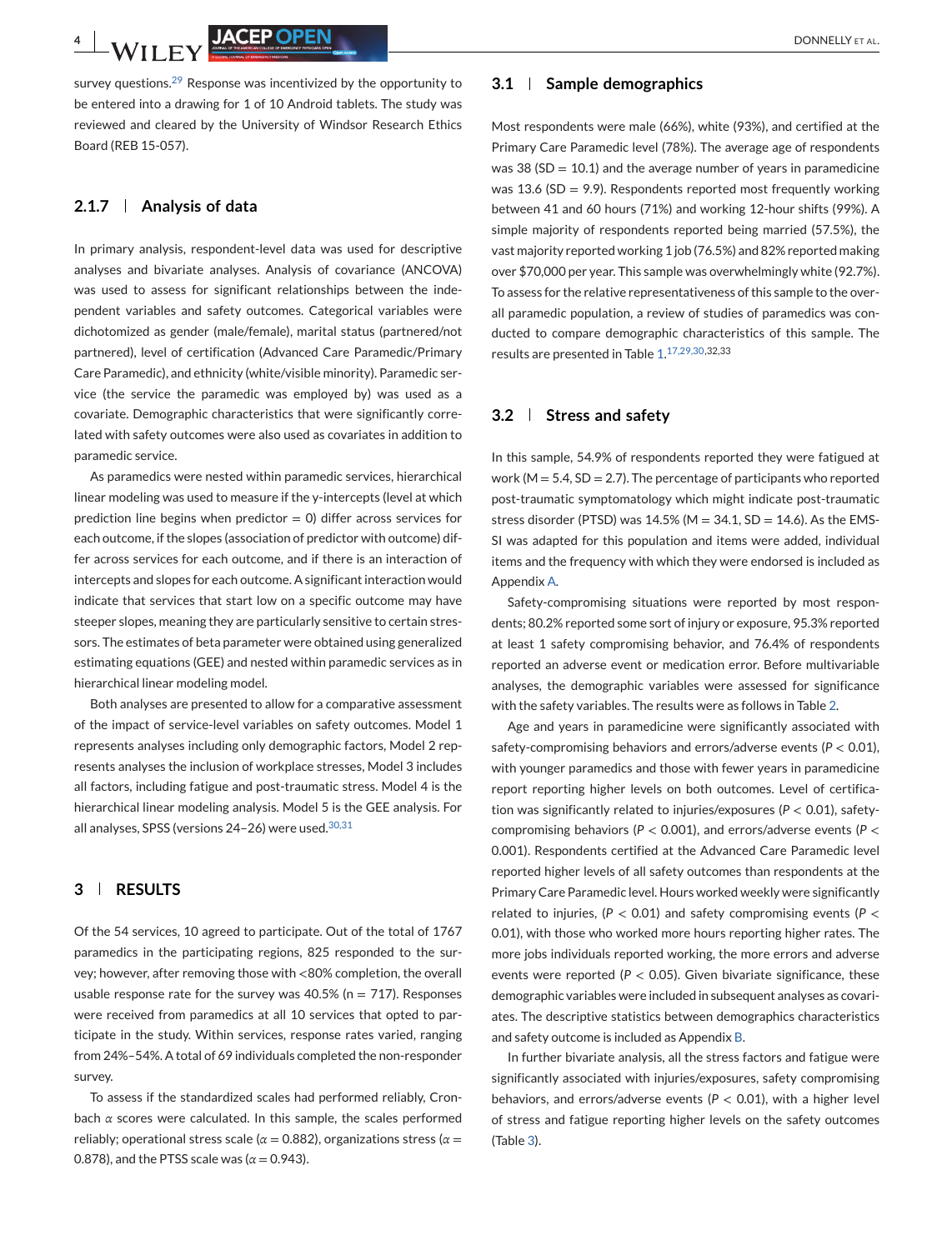survey questions.[29] Response was incentivized by the opportunity to be entered into a drawing for 1 of 10 Android tablets. The study was reviewed and cleared by the University of Windsor Research Ethics Board (REB 15-057).

### 2.1.7 | Analysis of data

In primary analysis, respondent-level data was used for descriptive analyses and bivariate analyses. Analysis of covariance (ANCOVA) was used to assess for significant relationships between the independent variables and safety outcomes. Categorical variables were dichotomized as gender (male/female), marital status (partnered/not partnered), level of certification (Advanced Care Paramedic/Primary Care Paramedic), and ethnicity (white/visible minority). Paramedic service (the service the paramedic was employed by) was used as a covariate. Demographic characteristics that were significantly correlated with safety outcomes were also used as covariates in addition to paramedic service.

As paramedics were nested within paramedic services, hierarchical linear modeling was used to measure if the y-intercepts (level at which prediction line begins when predictor = 0) differ across services for each outcome, if the slopes (association of predictor with outcome) differ across services for each outcome, and if there is an interaction of intercepts and slopes for each outcome. A significant interaction would indicate that services that start low on a specific outcome may have steeper slopes, meaning they are particularly sensitive to certain stressors. The estimates of beta parameter were obtained using generalized estimating equations (GEE) and nested within paramedic services as in hierarchical linear modeling model.

Both analyses are presented to allow for a comparative assessment of the impact of service-level variables on safety outcomes. Model 1 represents analyses including only demographic factors, Model 2 represents analyses the inclusion of workplace stresses, Model 3 includes all factors, including fatigue and post-traumatic stress. Model 4 is the hierarchical linear modeling analysis. Model 5 is the GEE analysis. For all analyses, SPSS (versions 24–26) were used.[30,31]

## 3 | RESULTS

Of the 54 services, 10 agreed to participate. Out of the total of 1767 paramedics in the participating regions, 825 responded to the survey; however, after removing those with <80% completion, the overall usable response rate for the survey was 40.5% (n = 717). Responses were received from paramedics at all 10 services that opted to participate in the study. Within services, response rates varied, ranging from 24%–54%. A total of 69 individuals completed the non-responder survey.

To assess if the standardized scales had performed reliably, Cronbach $\alpha$ scores were calculated. In this sample, the scales performed reliably; operational stress scale ($\alpha = 0.882$), organizations stress ($\alpha = 0.878$), and the PTSS scale was ($\alpha = 0.943$).

### 3.1 | Sample demographics

Most respondents were male (66%), white (93%), and certified at the Primary Care Paramedic level (78%). The average age of respondents was 38 (SD = 10.1) and the average number of years in paramedicine was 13.6 (SD = 9.9). Respondents reported most frequently working between 41 and 60 hours (71%) and working 12-hour shifts (99%). A simple majority of respondents reported being married (57.5%), the vast majority reported working 1 job (76.5%) and 82% reported making over $70,000 per year. This sample was overwhelmingly white (92.7%). To assess for the relative representativeness of this sample to the overall paramedic population, a review of studies of paramedics was conducted to compare demographic characteristics of this sample. The results are presented in Table 1.[17,29,30,32,33]

### 3.2 | Stress and safety

In this sample, 54.9% of respondents reported they were fatigued at work (M = 5.4, SD = 2.7). The percentage of participants who reported post-traumatic symptomatology which might indicate post-traumatic stress disorder (PTSD) was 14.5% (M = 34.1, SD = 14.6). As the EMS-SI was adapted for this population and items were added, individual items and the frequency with which they were endorsed is included as Appendix A.

Safety-compromising situations were reported by most respondents; 80.2% reported some sort of injury or exposure, 95.3% reported at least 1 safety compromising behavior, and 76.4% of respondents reported an adverse event or medication error. Before multivariable analyses, the demographic variables were assessed for significance with the safety variables. The results were as follows in Table 2.

Age and years in paramedicine were significantly associated with safety-compromising behaviors and errors/adverse events ($P < 0.01$), with younger paramedics and those with fewer years in paramedicine report reporting higher levels on both outcomes. Level of certification was significantly related to injuries/exposures ($P < 0.01$), safety-compromising behaviors ($P < 0.001$), and errors/adverse events ($P < 0.001$). Respondents certified at the Advanced Care Paramedic level reported higher levels of all safety outcomes than respondents at the Primary Care Paramedic level. Hours worked weekly were significantly related to injuries, ($P < 0.01$) and safety compromising events ($P < 0.01$), with those who worked more hours reporting higher rates. The more jobs individuals reported working, the more errors and adverse events were reported ($P < 0.05$). Given bivariate significance, these demographic variables were included in subsequent analyses as covariates. The descriptive statistics between demographics characteristics and safety outcome is included as Appendix B.

In further bivariate analysis, all the stress factors and fatigue were significantly associated with injuries/exposures, safety compromising behaviors, and errors/adverse events ($P < 0.01$), with a higher level of stress and fatigue reporting higher levels on the safety outcomes (Table 3).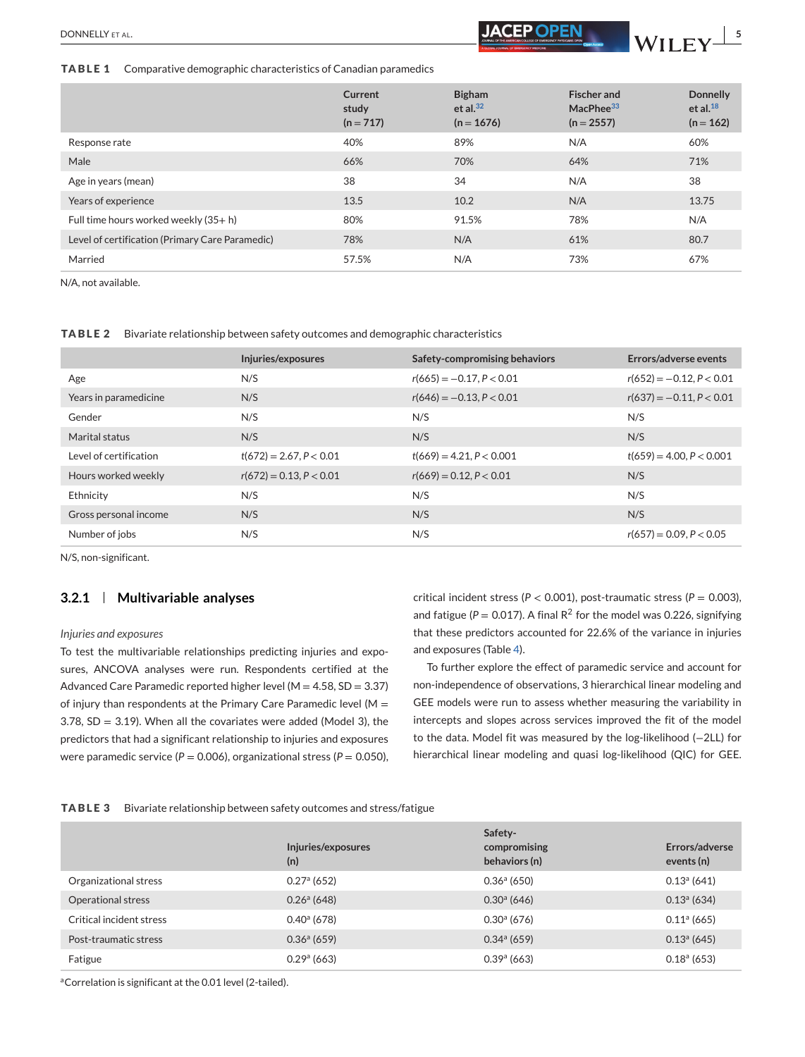**TABLE 1** Comparative demographic characteristics of Canadian paramedics

| | Current study (n = 717) | Bigham et al.[32] (n = 1676) | Fischer and MacPhee[33] (n = 2557) | Donnelly et al.[18] (n = 162) |
|---|---|---|---|---|
| Response rate | 40% | 89% | N/A | 60% |
| Male | 66% | 70% | 64% | 71% |
| Age in years (mean) | 38 | 34 | N/A | 38 |
| Years of experience | 13.5 | 10.2 | N/A | 13.75 |
| Full time hours worked weekly (35+ h) | 80% | 91.5% | 78% | N/A |
| Level of certification (Primary Care Paramedic) | 78% | N/A | 61% | 80.7 |
| Married | 57.5% | N/A | 73% | 67% |

N/A, not available.

**TABLE 2** Bivariate relationship between safety outcomes and demographic characteristics

| | Injuries/exposures | Safety-compromising behaviors | Errors/adverse events |
|---|---|---|---|
| Age | N/S | $r(665) = -0.17, P < 0.01$ | $r(652) = -0.12, P < 0.01$ |
| Years in paramedicine | N/S | $r(646) = -0.13, P < 0.01$ | $r(637) = -0.11, P < 0.01$ |
| Gender | N/S | N/S | N/S |
| Marital status | N/S | N/S | N/S |
| Level of certification | $t(672) = 2.67, P < 0.01$ | $t(669) = 4.21, P < 0.001$ | $t(659) = 4.00, P < 0.001$ |
| Hours worked weekly | $r(672) = 0.13, P < 0.01$ | $r(669) = 0.12, P < 0.01$ | N/S |
| Ethnicity | N/S | N/S | N/S |
| Gross personal income | N/S | N/S | N/S |
| Number of jobs | N/S | N/S | $r(657) = 0.09, P < 0.05$ |

N/S, non-significant.

### 3.2.1 | Multivariable analyses

*Injuries and exposures*

To test the multivariable relationships predicting injuries and exposures, ANCOVA analyses were run. Respondents certified at the Advanced Care Paramedic reported higher level (M = 4.58, SD = 3.37) of injury than respondents at the Primary Care Paramedic level (M = 3.78, SD = 3.19). When all the covariates were added (Model 3), the predictors that had a significant relationship to injuries and exposures were paramedic service ($P = 0.006$), organizational stress ($P = 0.050$), critical incident stress ($P < 0.001$), post-traumatic stress ($P = 0.003$), and fatigue ($P = 0.017$). A final $R^2$ for the model was 0.226, signifying that these predictors accounted for 22.6% of the variance in injuries and exposures (Table 4).

To further explore the effect of paramedic service and account for non-independence of observations, 3 hierarchical linear modeling and GEE models were run to assess whether measuring the variability in intercepts and slopes across services improved the fit of the model to the data. Model fit was measured by the log-likelihood (−2LL) for hierarchical linear modeling and quasi log-likelihood (QIC) for GEE.

**TABLE 3** Bivariate relationship between safety outcomes and stress/fatigue

| | Injuries/exposures (n) | Safety-compromising behaviors (n) | Errors/adverse events (n) |
|---|---|---|---|
| Organizational stress | 0.27[a] (652) | 0.36[a] (650) | 0.13[a] (641) |
| Operational stress | 0.26[a] (648) | 0.30[a] (646) | 0.13[a] (634) |
| Critical incident stress | 0.40[a] (678) | 0.30[a] (676) | 0.11[a] (665) |
| Post-traumatic stress | 0.36[a] (659) | 0.34[a] (659) | 0.13[a] (645) |
| Fatigue | 0.29[a] (663) | 0.39[a] (663) | 0.18[a] (653) |

[a]Correlation is significant at the 0.01 level (2-tailed).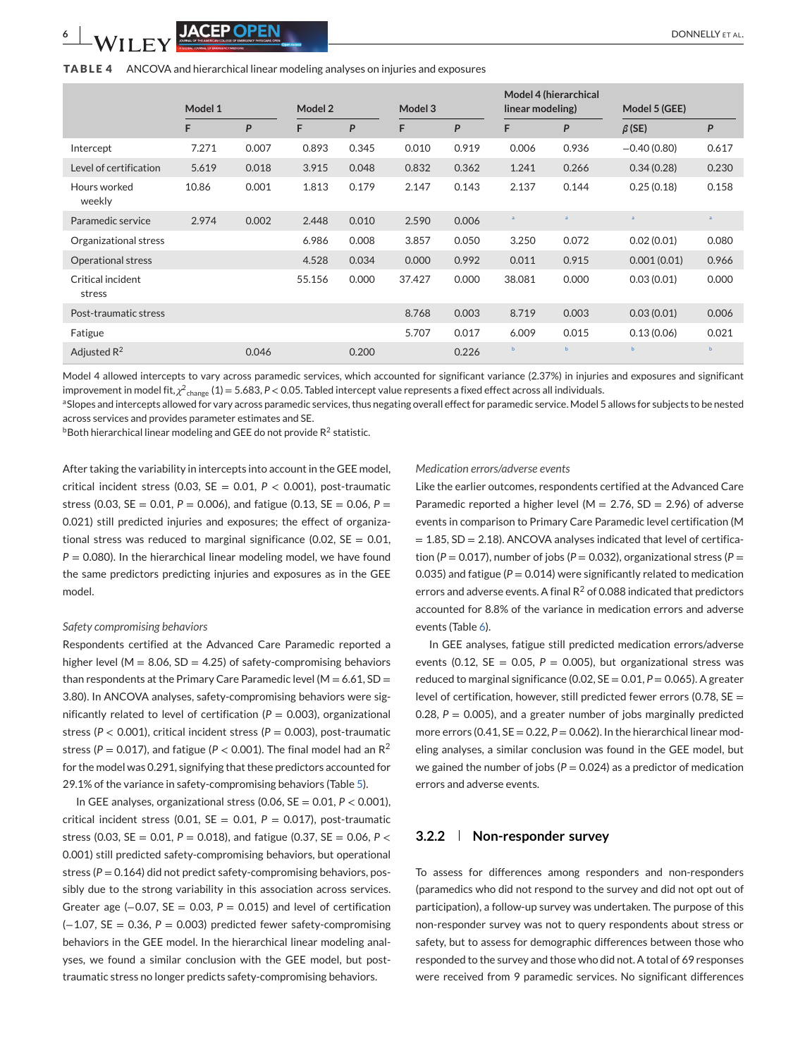**TABLE 4** ANCOVA and hierarchical linear modeling analyses on injuries and exposures

| | Model 1 | | Model 2 | | Model 3 | | Model 4 (hierarchical linear modeling) | | Model 5 (GEE) | |
|---|---|---|---|---|---|---|---|---|---|---|
| | F | P | F | P | F | P | F | P | β (SE) | P |
| Intercept | 7.271 | 0.007 | 0.893 | 0.345 | 0.010 | 0.919 | 0.006 | 0.936 | −0.40 (0.80) | 0.617 |
| Level of certification | 5.619 | 0.018 | 3.915 | 0.048 | 0.832 | 0.362 | 1.241 | 0.266 | 0.34 (0.28) | 0.230 |
| Hours worked weekly | 10.86 | 0.001 | 1.813 | 0.179 | 2.147 | 0.143 | 2.137 | 0.144 | 0.25 (0.18) | 0.158 |
| Paramedic service | 2.974 | 0.002 | 2.448 | 0.010 | 2.590 | 0.006 | [a] | [a] | [a] | [a] |
| Organizational stress | | | 6.986 | 0.008 | 3.857 | 0.050 | 3.250 | 0.072 | 0.02 (0.01) | 0.080 |
| Operational stress | | | 4.528 | 0.034 | 0.000 | 0.992 | 0.011 | 0.915 | 0.001 (0.01) | 0.966 |
| Critical incident stress | | | 55.156 | 0.000 | 37.427 | 0.000 | 38.081 | 0.000 | 0.03 (0.01) | 0.000 |
| Post-traumatic stress | | | | | 8.768 | 0.003 | 8.719 | 0.003 | 0.03 (0.01) | 0.006 |
| Fatigue | | | | | 5.707 | 0.017 | 6.009 | 0.015 | 0.13 (0.06) | 0.021 |
| Adjusted $R^2$ | | 0.046 | | 0.200 | | 0.226 | [b] | [b] | [b] | [b] |

Model 4 allowed intercepts to vary across paramedic services, which accounted for significant variance (2.37%) in injuries and exposures and significant improvement in model fit, $\chi^2_{change}$ (1) = 5.683, $P < 0.05$. Tabled intercept value represents a fixed effect across all individuals.

[a]Slopes and intercepts allowed for vary across paramedic services, thus negating overall effect for paramedic service. Model 5 allows for subjects to be nested across services and provides parameter estimates and SE.

[b]Both hierarchical linear modeling and GEE do not provide $R^2$ statistic.

After taking the variability in intercepts into account in the GEE model, critical incident stress (0.03, SE = 0.01, $P < 0.001$), post-traumatic stress (0.03, SE = 0.01, $P = 0.006$), and fatigue (0.13, SE = 0.06, $P = 0.021$) still predicted injuries and exposures; the effect of organizational stress was reduced to marginal significance (0.02, SE = 0.01, $P = 0.080$). In the hierarchical linear modeling model, we have found the same predictors predicting injuries and exposures as in the GEE model.

*Safety compromising behaviors*

Respondents certified at the Advanced Care Paramedic reported a higher level (M = 8.06, SD = 4.25) of safety-compromising behaviors than respondents at the Primary Care Paramedic level (M = 6.61, SD = 3.80). In ANCOVA analyses, safety-compromising behaviors were significantly related to level of certification ($P = 0.003$), organizational stress ($P < 0.001$), critical incident stress ($P = 0.003$), post-traumatic stress ($P = 0.017$), and fatigue ($P < 0.001$). The final model had an $R^2$ for the model was 0.291, signifying that these predictors accounted for 29.1% of the variance in safety-compromising behaviors (Table 5).

In GEE analyses, organizational stress (0.06, SE = 0.01, $P < 0.001$), critical incident stress (0.01, SE = 0.01, $P = 0.017$), post-traumatic stress (0.03, SE = 0.01, $P = 0.018$), and fatigue (0.37, SE = 0.06, $P < 0.001$) still predicted safety-compromising behaviors, but operational stress ($P = 0.164$) did not predict safety-compromising behaviors, possibly due to the strong variability in this association across services. Greater age (−0.07, SE = 0.03, $P = 0.015$) and level of certification (−1.07, SE = 0.36, $P = 0.003$) predicted fewer safety-compromising behaviors in the GEE model. In the hierarchical linear modeling analyses, we found a similar conclusion with the GEE model, but post-traumatic stress no longer predicts safety-compromising behaviors.

*Medication errors/adverse events*

Like the earlier outcomes, respondents certified at the Advanced Care Paramedic reported a higher level (M = 2.76, SD = 2.96) of adverse events in comparison to Primary Care Paramedic level certification (M = 1.85, SD = 2.18). ANCOVA analyses indicated that level of certification ($P = 0.017$), number of jobs ($P = 0.032$), organizational stress ($P = 0.035$) and fatigue ($P = 0.014$) were significantly related to medication errors and adverse events. A final $R^2$ of 0.088 indicated that predictors accounted for 8.8% of the variance in medication errors and adverse events (Table 6).

In GEE analyses, fatigue still predicted medication errors/adverse events (0.12, SE = 0.05, $P = 0.005$), but organizational stress was reduced to marginal significance (0.02, SE = 0.01, $P = 0.065$). A greater level of certification, however, still predicted fewer errors (0.78, SE = 0.28, $P = 0.005$), and a greater number of jobs marginally predicted more errors (0.41, SE = 0.22, $P = 0.062$). In the hierarchical linear modeling analyses, a similar conclusion was found in the GEE model, but we gained the number of jobs ($P = 0.024$) as a predictor of medication errors and adverse events.

### 3.2.2 | Non-responder survey

To assess for differences among responders and non-responders (paramedics who did not respond to the survey and did not opt out of participation), a follow-up survey was undertaken. The purpose of this non-responder survey was not to query respondents about stress or safety, but to assess for demographic differences between those who responded to the survey and those who did not. A total of 69 responses were received from 9 paramedic services. No significant differences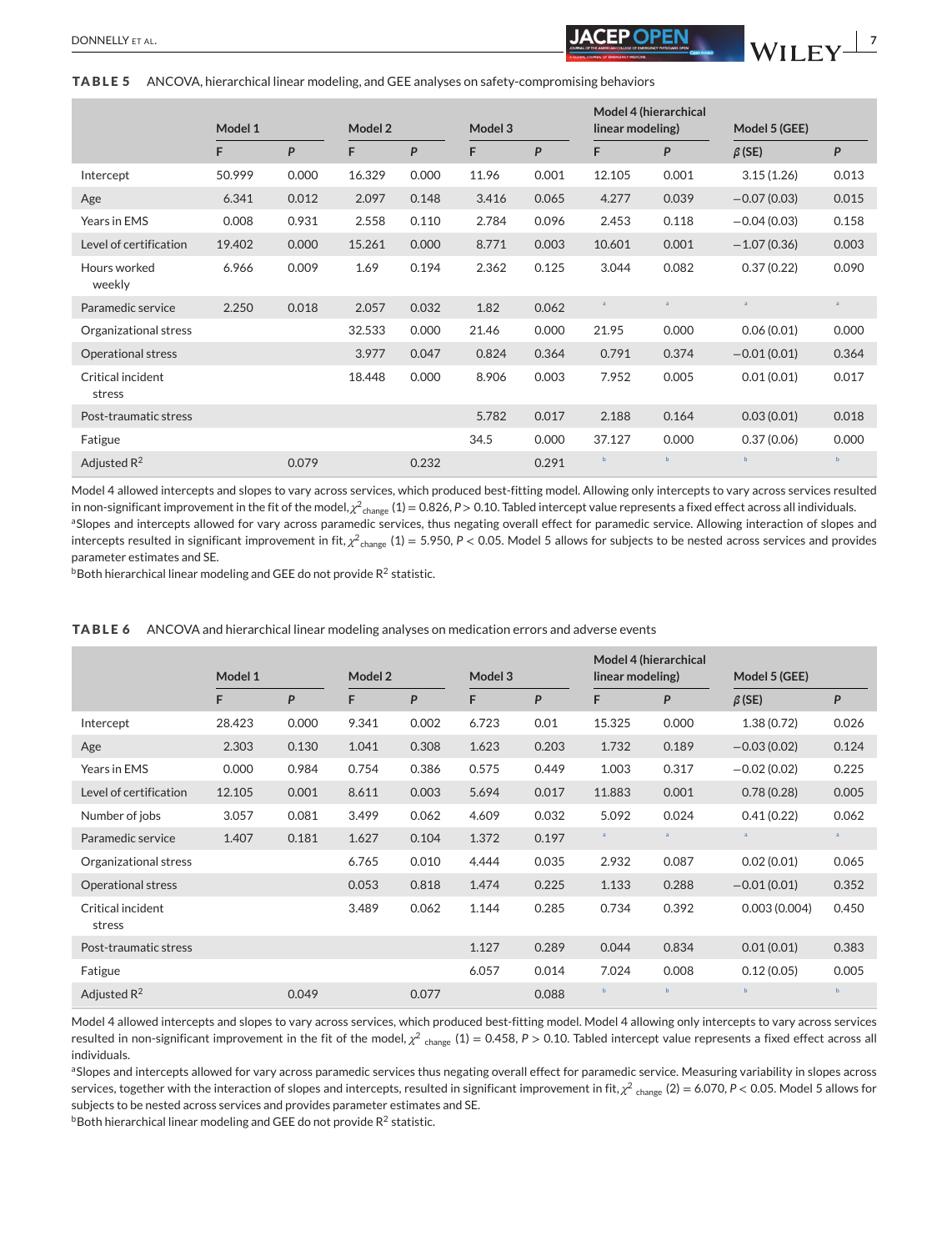**TABLE 5** ANCOVA, hierarchical linear modeling, and GEE analyses on safety-compromising behaviors

| | Model 1 | | Model 2 | | Model 3 | | Model 4 (hierarchical linear modeling) | | Model 5 (GEE) | |
|---|---|---|---|---|---|---|---|---|---|---|
| | F | *P* | F | *P* | F | *P* | F | *P* | $\beta$ (SE) | *P* |
| Intercept | 50.999 | 0.000 | 16.329 | 0.000 | 11.96 | 0.001 | 12.105 | 0.001 | 3.15 (1.26) | 0.013 |
| Age | 6.341 | 0.012 | 2.097 | 0.148 | 3.416 | 0.065 | 4.277 | 0.039 | −0.07 (0.03) | 0.015 |
| Years in EMS | 0.008 | 0.931 | 2.558 | 0.110 | 2.784 | 0.096 | 2.453 | 0.118 | −0.04 (0.03) | 0.158 |
| Level of certification | 19.402 | 0.000 | 15.261 | 0.000 | 8.771 | 0.003 | 10.601 | 0.001 | −1.07 (0.36) | 0.003 |
| Hours worked weekly | 6.966 | 0.009 | 1.69 | 0.194 | 2.362 | 0.125 | 3.044 | 0.082 | 0.37 (0.22) | 0.090 |
| Paramedic service | 2.250 | 0.018 | 2.057 | 0.032 | 1.82 | 0.062 | [a] | [a] | [a] | [a] |
| Organizational stress | | | 32.533 | 0.000 | 21.46 | 0.000 | 21.95 | 0.000 | 0.06 (0.01) | 0.000 |
| Operational stress | | | 3.977 | 0.047 | 0.824 | 0.364 | 0.791 | 0.374 | −0.01 (0.01) | 0.364 |
| Critical incident stress | | | 18.448 | 0.000 | 8.906 | 0.003 | 7.952 | 0.005 | 0.01 (0.01) | 0.017 |
| Post-traumatic stress | | | | | 5.782 | 0.017 | 2.188 | 0.164 | 0.03 (0.01) | 0.018 |
| Fatigue | | | | | 34.5 | 0.000 | 37.127 | 0.000 | 0.37 (0.06) | 0.000 |
| Adjusted $R^2$ | | 0.079 | | 0.232 | | 0.291 | [b] | [b] | [b] | [b] |

Model 4 allowed intercepts and slopes to vary across services, which produced best-fitting model. Allowing only intercepts to vary across services resulted in non-significant improvement in the fit of the model, $\chi^2_{change}$ (1) = 0.826, $P > 0.10$. Tabled intercept value represents a fixed effect across all individuals.
[a]Slopes and intercepts allowed for vary across paramedic services, thus negating overall effect for paramedic service. Allowing interaction of slopes and intercepts resulted in significant improvement in fit, $\chi^2_{change}$ (1) = 5.950, $P < 0.05$. Model 5 allows for subjects to be nested across services and provides parameter estimates and SE.
[b]Both hierarchical linear modeling and GEE do not provide $R^2$ statistic.

**TABLE 6** ANCOVA and hierarchical linear modeling analyses on medication errors and adverse events

| | Model 1 | | Model 2 | | Model 3 | | Model 4 (hierarchical linear modeling) | | Model 5 (GEE) | |
|---|---|---|---|---|---|---|---|---|---|---|
| | F | *P* | F | *P* | F | *P* | F | *P* | $\beta$ (SE) | *P* |
| Intercept | 28.423 | 0.000 | 9.341 | 0.002 | 6.723 | 0.01 | 15.325 | 0.000 | 1.38 (0.72) | 0.026 |
| Age | 2.303 | 0.130 | 1.041 | 0.308 | 1.623 | 0.203 | 1.732 | 0.189 | −0.03 (0.02) | 0.124 |
| Years in EMS | 0.000 | 0.984 | 0.754 | 0.386 | 0.575 | 0.449 | 1.003 | 0.317 | −0.02 (0.02) | 0.225 |
| Level of certification | 12.105 | 0.001 | 8.611 | 0.003 | 5.694 | 0.017 | 11.883 | 0.001 | 0.78 (0.28) | 0.005 |
| Number of jobs | 3.057 | 0.081 | 3.499 | 0.062 | 4.609 | 0.032 | 5.092 | 0.024 | 0.41 (0.22) | 0.062 |
| Paramedic service | 1.407 | 0.181 | 1.627 | 0.104 | 1.372 | 0.197 | [a] | [a] | [a] | [a] |
| Organizational stress | | | 6.765 | 0.010 | 4.444 | 0.035 | 2.932 | 0.087 | 0.02 (0.01) | 0.065 |
| Operational stress | | | 0.053 | 0.818 | 1.474 | 0.225 | 1.133 | 0.288 | −0.01 (0.01) | 0.352 |
| Critical incident stress | | | 3.489 | 0.062 | 1.144 | 0.285 | 0.734 | 0.392 | 0.003 (0.004) | 0.450 |
| Post-traumatic stress | | | | | 1.127 | 0.289 | 0.044 | 0.834 | 0.01 (0.01) | 0.383 |
| Fatigue | | | | | 6.057 | 0.014 | 7.024 | 0.008 | 0.12 (0.05) | 0.005 |
| Adjusted $R^2$ | | 0.049 | | 0.077 | | 0.088 | [b] | [b] | [b] | [b] |

Model 4 allowed intercepts and slopes to vary across services, which produced best-fitting model. Model 4 allowing only intercepts to vary across services resulted in non-significant improvement in the fit of the model, $\chi^2_{change}$ (1) = 0.458, $P > 0.10$. Tabled intercept value represents a fixed effect across all individuals.
[a]Slopes and intercepts allowed for vary across paramedic services thus negating overall effect for paramedic service. Measuring variability in slopes across services, together with the interaction of slopes and intercepts, resulted in significant improvement in fit, $\chi^2_{change}$ (2) = 6.070, $P < 0.05$. Model 5 allows for subjects to be nested across services and provides parameter estimates and SE.
[b]Both hierarchical linear modeling and GEE do not provide $R^2$ statistic.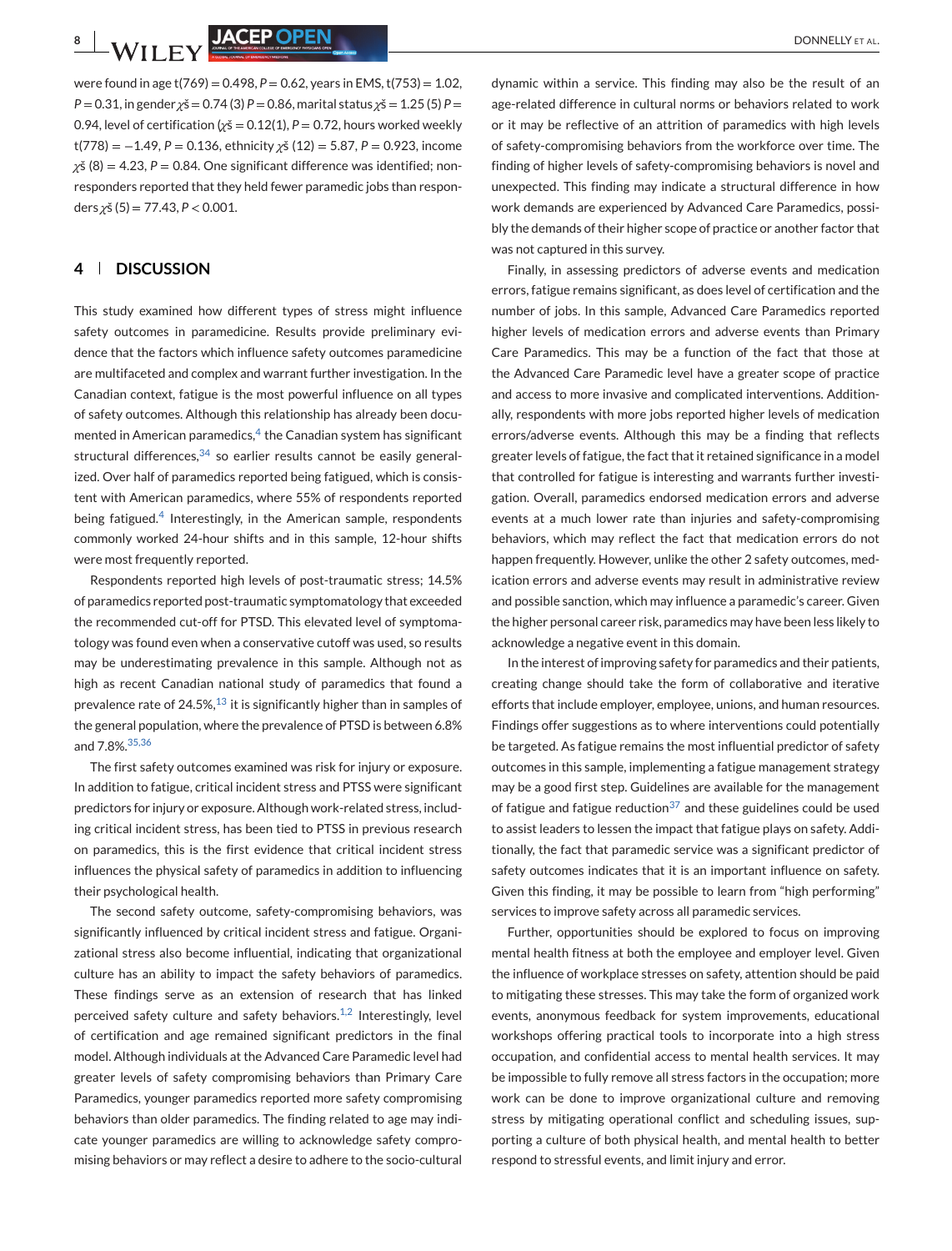were found in age $t(769) = 0.498$, $P = 0.62$, years in EMS, $t(753) = 1.02$, $P = 0.31$, in gender $\chi^2 = 0.74$ (3) $P = 0.86$, marital status $\chi^2 = 1.25$ (5) $P = 0.94$, level of certification ($\chi^2 = 0.12(1)$, $P = 0.72$, hours worked weekly $t(778) = -1.49$, $P = 0.136$, ethnicity $\chi^2$ (12) $= 5.87$, $P = 0.923$, income $\chi^2$ (8) $= 4.23$, $P = 0.84$. One significant difference was identified; non-responders reported that they held fewer paramedic jobs than responders $\chi^2$ (5) $= 77.43$, $P < 0.001$.

## 4 | DISCUSSION

This study examined how different types of stress might influence safety outcomes in paramedicine. Results provide preliminary evidence that the factors which influence safety outcomes paramedicine are multifaceted and complex and warrant further investigation. In the Canadian context, fatigue is the most powerful influence on all types of safety outcomes. Although this relationship has already been documented in American paramedics,[4] the Canadian system has significant structural differences,[34] so earlier results cannot be easily generalized. Over half of paramedics reported being fatigued, which is consistent with American paramedics, where 55% of respondents reported being fatigued.[4] Interestingly, in the American sample, respondents commonly worked 24-hour shifts and in this sample, 12-hour shifts were most frequently reported.

Respondents reported high levels of post-traumatic stress; 14.5% of paramedics reported post-traumatic symptomatology that exceeded the recommended cut-off for PTSD. This elevated level of symptomatology was found even when a conservative cutoff was used, so results may be underestimating prevalence in this sample. Although not as high as recent Canadian national study of paramedics that found a prevalence rate of 24.5%,[13] it is significantly higher than in samples of the general population, where the prevalence of PTSD is between 6.8% and 7.8%.[35,36]

The first safety outcomes examined was risk for injury or exposure. In addition to fatigue, critical incident stress and PTSS were significant predictors for injury or exposure. Although work-related stress, including critical incident stress, has been tied to PTSS in previous research on paramedics, this is the first evidence that critical incident stress influences the physical safety of paramedics in addition to influencing their psychological health.

The second safety outcome, safety-compromising behaviors, was significantly influenced by critical incident stress and fatigue. Organizational stress also become influential, indicating that organizational culture has an ability to impact the safety behaviors of paramedics. These findings serve as an extension of research that has linked perceived safety culture and safety behaviors.[1,2] Interestingly, level of certification and age remained significant predictors in the final model. Although individuals at the Advanced Care Paramedic level had greater levels of safety compromising behaviors than Primary Care Paramedics, younger paramedics reported more safety compromising behaviors than older paramedics. The finding related to age may indicate younger paramedics are willing to acknowledge safety compromising behaviors or may reflect a desire to adhere to the socio-cultural dynamic within a service. This finding may also be the result of an age-related difference in cultural norms or behaviors related to work or it may be reflective of an attrition of paramedics with high levels of safety-compromising behaviors from the workforce over time. The finding of higher levels of safety-compromising behaviors is novel and unexpected. This finding may indicate a structural difference in how work demands are experienced by Advanced Care Paramedics, possibly the demands of their higher scope of practice or another factor that was not captured in this survey.

Finally, in assessing predictors of adverse events and medication errors, fatigue remains significant, as does level of certification and the number of jobs. In this sample, Advanced Care Paramedics reported higher levels of medication errors and adverse events than Primary Care Paramedics. This may be a function of the fact that those at the Advanced Care Paramedic level have a greater scope of practice and access to more invasive and complicated interventions. Additionally, respondents with more jobs reported higher levels of medication errors/adverse events. Although this may be a finding that reflects greater levels of fatigue, the fact that it retained significance in a model that controlled for fatigue is interesting and warrants further investigation. Overall, paramedics endorsed medication errors and adverse events at a much lower rate than injuries and safety-compromising behaviors, which may reflect the fact that medication errors do not happen frequently. However, unlike the other 2 safety outcomes, medication errors and adverse events may result in administrative review and possible sanction, which may influence a paramedic's career. Given the higher personal career risk, paramedics may have been less likely to acknowledge a negative event in this domain.

In the interest of improving safety for paramedics and their patients, creating change should take the form of collaborative and iterative efforts that include employer, employee, unions, and human resources. Findings offer suggestions as to where interventions could potentially be targeted. As fatigue remains the most influential predictor of safety outcomes in this sample, implementing a fatigue management strategy may be a good first step. Guidelines are available for the management of fatigue and fatigue reduction[37] and these guidelines could be used to assist leaders to lessen the impact that fatigue plays on safety. Additionally, the fact that paramedic service was a significant predictor of safety outcomes indicates that it is an important influence on safety. Given this finding, it may be possible to learn from "high performing" services to improve safety across all paramedic services.

Further, opportunities should be explored to focus on improving mental health fitness at both the employee and employer level. Given the influence of workplace stresses on safety, attention should be paid to mitigating these stresses. This may take the form of organized work events, anonymous feedback for system improvements, educational workshops offering practical tools to incorporate into a high stress occupation, and confidential access to mental health services. It may be impossible to fully remove all stress factors in the occupation; more work can be done to improve organizational culture and removing stress by mitigating operational conflict and scheduling issues, supporting a culture of both physical health, and mental health to better respond to stressful events, and limit injury and error.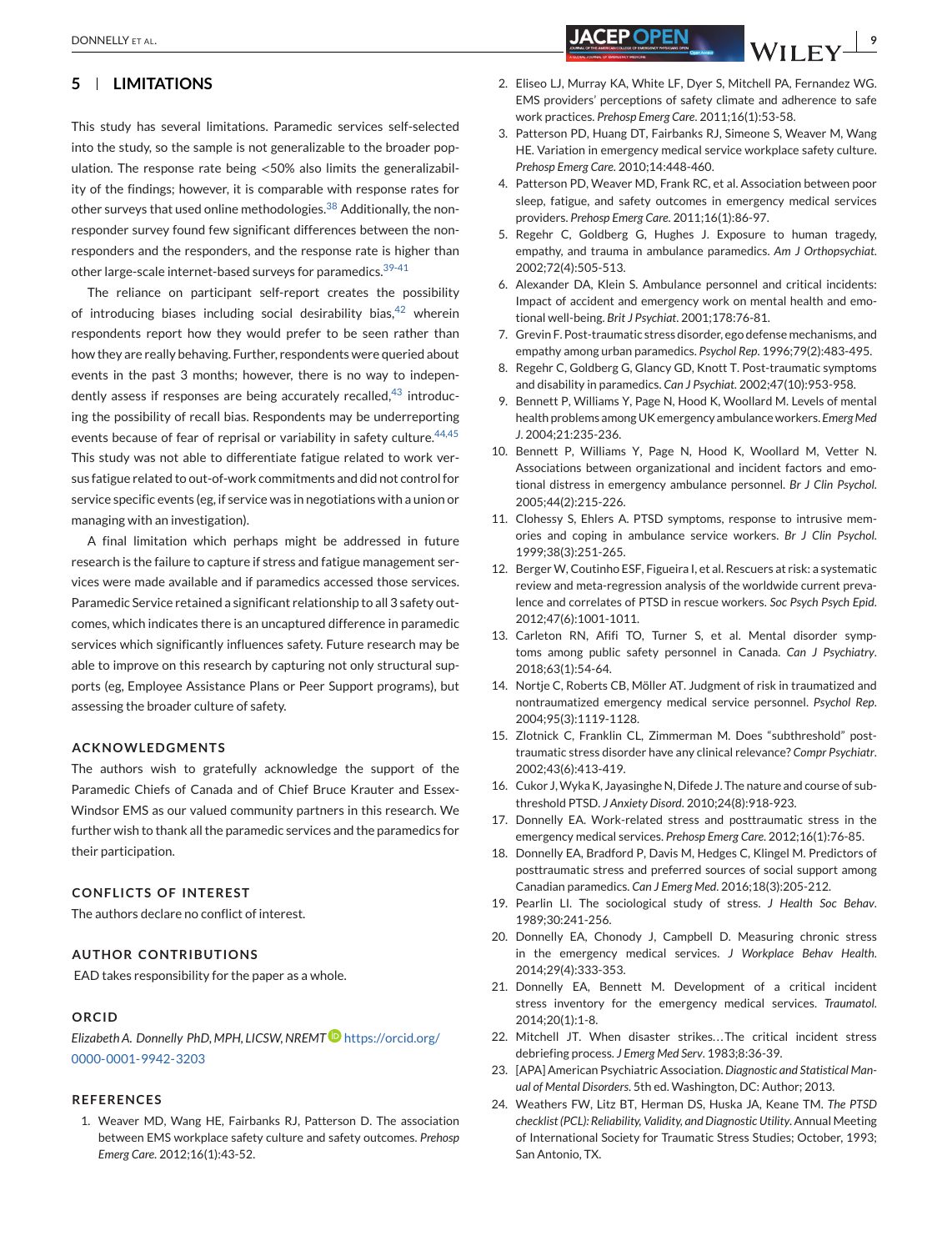## 5 | LIMITATIONS

This study has several limitations. Paramedic services self-selected into the study, so the sample is not generalizable to the broader population. The response rate being <50% also limits the generalizability of the findings; however, it is comparable with response rates for other surveys that used online methodologies.[38] Additionally, the nonresponder survey found few significant differences between the nonresponders and the responders, and the response rate is higher than other large-scale internet-based surveys for paramedics.[39-41]

The reliance on participant self-report creates the possibility of introducing biases including social desirability bias,[42] wherein respondents report how they would prefer to be seen rather than how they are really behaving. Further, respondents were queried about events in the past 3 months; however, there is no way to independently assess if responses are being accurately recalled,[43] introducing the possibility of recall bias. Respondents may be underreporting events because of fear of reprisal or variability in safety culture.[44,45] This study was not able to differentiate fatigue related to work versus fatigue related to out-of-work commitments and did not control for service specific events (eg, if service was in negotiations with a union or managing with an investigation).

A final limitation which perhaps might be addressed in future research is the failure to capture if stress and fatigue management services were made available and if paramedics accessed those services. Paramedic Service retained a significant relationship to all 3 safety outcomes, which indicates there is an uncaptured difference in paramedic services which significantly influences safety. Future research may be able to improve on this research by capturing not only structural supports (eg, Employee Assistance Plans or Peer Support programs), but assessing the broader culture of safety.

### ACKNOWLEDGMENTS

The authors wish to gratefully acknowledge the support of the Paramedic Chiefs of Canada and of Chief Bruce Krauter and Essex-Windsor EMS as our valued community partners in this research. We further wish to thank all the paramedic services and the paramedics for their participation.

### CONFLICTS OF INTEREST

The authors declare no conflict of interest.

### AUTHOR CONTRIBUTIONS

EAD takes responsibility for the paper as a whole.

### ORCID

*Elizabeth A. Donnelly PhD, MPH, LICSW, NREMT* https://orcid.org/0000-0001-9942-3203

### REFERENCES

1. Weaver MD, Wang HE, Fairbanks RJ, Patterson D. The association between EMS workplace safety culture and safety outcomes. *Prehosp Emerg Care*. 2012;16(1):43-52.
2. Eliseo LJ, Murray KA, White LF, Dyer S, Mitchell PA, Fernandez WG. EMS providers' perceptions of safety climate and adherence to safe work practices. *Prehosp Emerg Care*. 2011;16(1):53-58.
3. Patterson PD, Huang DT, Fairbanks RJ, Simeone S, Weaver M, Wang HE. Variation in emergency medical service workplace safety culture. *Prehosp Emerg Care*. 2010;14:448-460.
4. Patterson PD, Weaver MD, Frank RC, et al. Association between poor sleep, fatigue, and safety outcomes in emergency medical services providers. *Prehosp Emerg Care*. 2011;16(1):86-97.
5. Regehr C, Goldberg G, Hughes J. Exposure to human tragedy, empathy, and trauma in ambulance paramedics. *Am J Orthopsychiat*. 2002;72(4):505-513.
6. Alexander DA, Klein S. Ambulance personnel and critical incidents: Impact of accident and emergency work on mental health and emotional well-being. *Brit J Psychiat*. 2001;178:76-81.
7. Grevin F. Post-traumatic stress disorder, ego defense mechanisms, and empathy among urban paramedics. *Psychol Rep*. 1996;79(2):483-495.
8. Regehr C, Goldberg G, Glancy GD, Knott T. Post-traumatic symptoms and disability in paramedics. *Can J Psychiat*. 2002;47(10):953-958.
9. Bennett P, Williams Y, Page N, Hood K, Woollard M. Levels of mental health problems among UK emergency ambulance workers. *Emerg Med J*. 2004;21:235-236.
10. Bennett P, Williams Y, Page N, Hood K, Woollard M, Vetter N. Associations between organizational and incident factors and emotional distress in emergency ambulance personnel. *Br J Clin Psychol*. 2005;44(2):215-226.
11. Clohessy S, Ehlers A. PTSD symptoms, response to intrusive memories and coping in ambulance service workers. *Br J Clin Psychol*. 1999;38(3):251-265.
12. Berger W, Coutinho ESF, Figueira I, et al. Rescuers at risk: a systematic review and meta-regression analysis of the worldwide current prevalence and correlates of PTSD in rescue workers. *Soc Psych Psych Epid*. 2012;47(6):1001-1011.
13. Carleton RN, Afifi TO, Turner S, et al. Mental disorder symptoms among public safety personnel in Canada. *Can J Psychiatry*. 2018;63(1):54-64.
14. Nortje C, Roberts CB, Möller AT. Judgment of risk in traumatized and nontraumatized emergency medical service personnel. *Psychol Rep*. 2004;95(3):1119-1128.
15. Zlotnick C, Franklin CL, Zimmerman M. Does "subthreshold" posttraumatic stress disorder have any clinical relevance? *Compr Psychiatr*. 2002;43(6):413-419.
16. Cukor J, Wyka K, Jayasinghe N, Difede J. The nature and course of subthreshold PTSD. *J Anxiety Disord*. 2010;24(8):918-923.
17. Donnelly EA. Work-related stress and posttraumatic stress in the emergency medical services. *Prehosp Emerg Care*. 2012;16(1):76-85.
18. Donnelly EA, Bradford P, Davis M, Hedges C, Klingel M. Predictors of posttraumatic stress and preferred sources of social support among Canadian paramedics. *Can J Emerg Med*. 2016;18(3):205-212.
19. Pearlin LI. The sociological study of stress. *J Health Soc Behav*. 1989;30:241-256.
20. Donnelly EA, Chonody J, Campbell D. Measuring chronic stress in the emergency medical services. *J Workplace Behav Health*. 2014;29(4):333-353.
21. Donnelly EA, Bennett M. Development of a critical incident stress inventory for the emergency medical services. *Traumatol*. 2014;20(1):1-8.
22. Mitchell JT. When disaster strikes…The critical incident stress debriefing process. *J Emerg Med Serv*. 1983;8:36-39.
23. [APA] American Psychiatric Association. *Diagnostic and Statistical Manual of Mental Disorders*. 5th ed. Washington, DC: Author; 2013.
24. Weathers FW, Litz BT, Herman DS, Huska JA, Keane TM. *The PTSD checklist (PCL): Reliability, Validity, and Diagnostic Utility*. Annual Meeting of International Society for Traumatic Stress Studies; October, 1993; San Antonio, TX.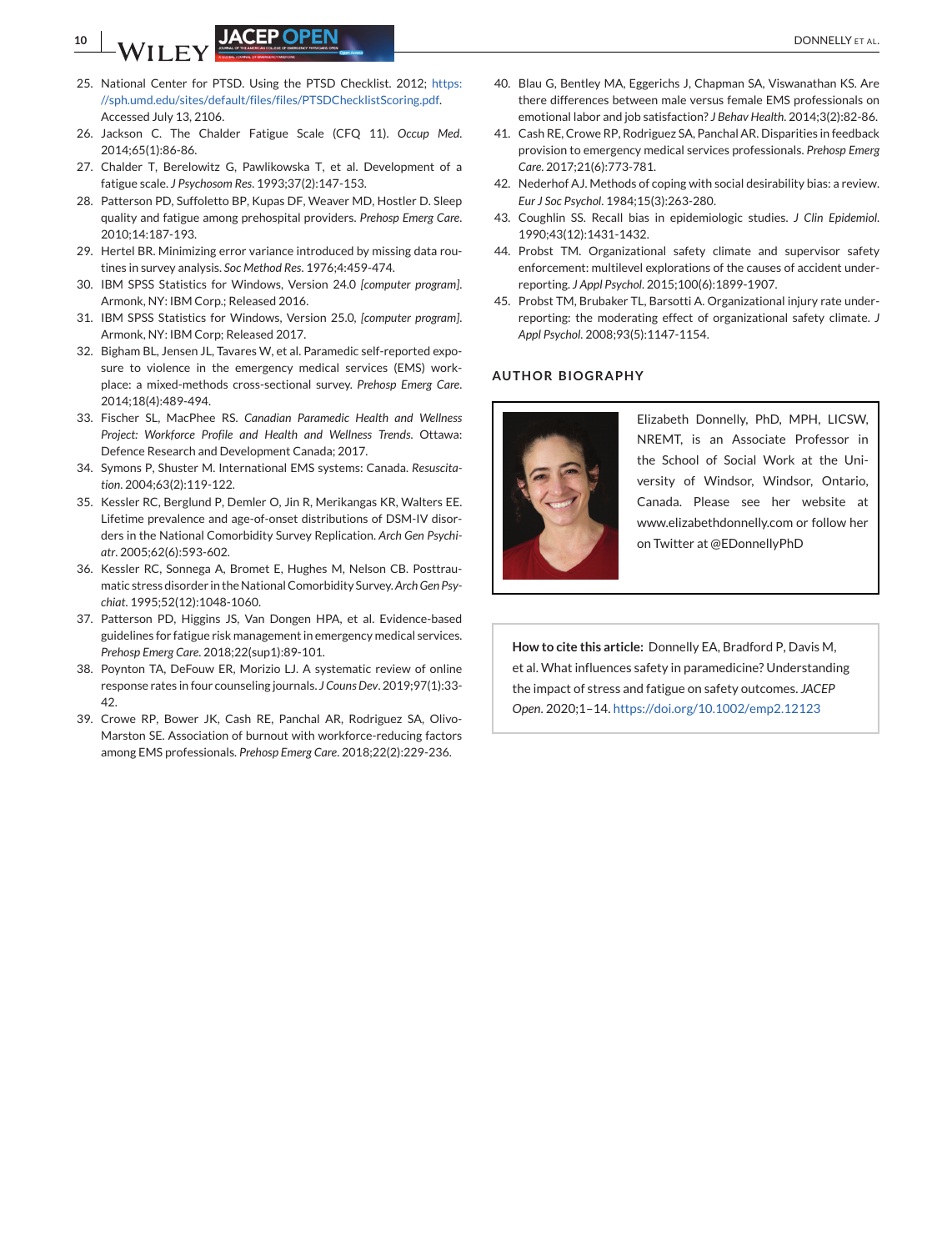25. National Center for PTSD. Using the PTSD Checklist. 2012; https://sph.umd.edu/sites/default/files/files/PTSDChecklistScoring.pdf. Accessed July 13, 2106.
26. Jackson C. The Chalder Fatigue Scale (CFQ 11). *Occup Med*. 2014;65(1):86-86.
27. Chalder T, Berelowitz G, Pawlikowska T, et al. Development of a fatigue scale. *J Psychosom Res*. 1993;37(2):147-153.
28. Patterson PD, Suffoletto BP, Kupas DF, Weaver MD, Hostler D. Sleep quality and fatigue among prehospital providers. *Prehosp Emerg Care*. 2010;14:187-193.
29. Hertel BR. Minimizing error variance introduced by missing data routines in survey analysis. *Soc Method Res*. 1976;4:459-474.
30. IBM SPSS Statistics for Windows, Version 24.0 *[computer program]*. Armonk, NY: IBM Corp.; Released 2016.
31. IBM SPSS Statistics for Windows, Version 25.0, *[computer program]*. Armonk, NY: IBM Corp; Released 2017.
32. Bigham BL, Jensen JL, Tavares W, et al. Paramedic self-reported exposure to violence in the emergency medical services (EMS) workplace: a mixed-methods cross-sectional survey. *Prehosp Emerg Care*. 2014;18(4):489-494.
33. Fischer SL, MacPhee RS. *Canadian Paramedic Health and Wellness Project: Workforce Profile and Health and Wellness Trends*. Ottawa: Defence Research and Development Canada; 2017.
34. Symons P, Shuster M. International EMS systems: Canada. *Resuscitation*. 2004;63(2):119-122.
35. Kessler RC, Berglund P, Demler O, Jin R, Merikangas KR, Walters EE. Lifetime prevalence and age-of-onset distributions of DSM-IV disorders in the National Comorbidity Survey Replication. *Arch Gen Psychiatr*. 2005;62(6):593-602.
36. Kessler RC, Sonnega A, Bromet E, Hughes M, Nelson CB. Posttraumatic stress disorder in the National Comorbidity Survey. *Arch Gen Psychiat*. 1995;52(12):1048-1060.
37. Patterson PD, Higgins JS, Van Dongen HPA, et al. Evidence-based guidelines for fatigue risk management in emergency medical services. *Prehosp Emerg Care*. 2018;22(sup1):89-101.
38. Poynton TA, DeFouw ER, Morizio LJ. A systematic review of online response rates in four counseling journals. *J Couns Dev*. 2019;97(1):33-42.
39. Crowe RP, Bower JK, Cash RE, Panchal AR, Rodriguez SA, Olivo-Marston SE. Association of burnout with workforce-reducing factors among EMS professionals. *Prehosp Emerg Care*. 2018;22(2):229-236.
40. Blau G, Bentley MA, Eggerichs J, Chapman SA, Viswanathan KS. Are there differences between male versus female EMS professionals on emotional labor and job satisfaction? *J Behav Health*. 2014;3(2):82-86.
41. Cash RE, Crowe RP, Rodriguez SA, Panchal AR. Disparities in feedback provision to emergency medical services professionals. *Prehosp Emerg Care*. 2017;21(6):773-781.
42. Nederhof AJ. Methods of coping with social desirability bias: a review. *Eur J Soc Psychol*. 1984;15(3):263-280.
43. Coughlin SS. Recall bias in epidemiologic studies. *J Clin Epidemiol*. 1990;43(12):1431-1432.
44. Probst TM. Organizational safety climate and supervisor safety enforcement: multilevel explorations of the causes of accident underreporting. *J Appl Psychol*. 2015;100(6):1899-1907.
45. Probst TM, Brubaker TL, Barsotti A. Organizational injury rate underreporting: the moderating effect of organizational safety climate. *J Appl Psychol*. 2008;93(5):1147-1154.

## AUTHOR BIOGRAPHY

Elizabeth Donnelly, PhD, MPH, LICSW, NREMT, is an Associate Professor in the School of Social Work at the University of Windsor, Windsor, Ontario, Canada. Please see her website at www.elizabethdonnelly.com or follow her on Twitter at @EDonnellyPhD

**How to cite this article:** Donnelly EA, Bradford P, Davis M, et al. What influences safety in paramedicine? Understanding the impact of stress and fatigue on safety outcomes. *JACEP Open*. 2020;1–14. https://doi.org/10.1002/emp2.12123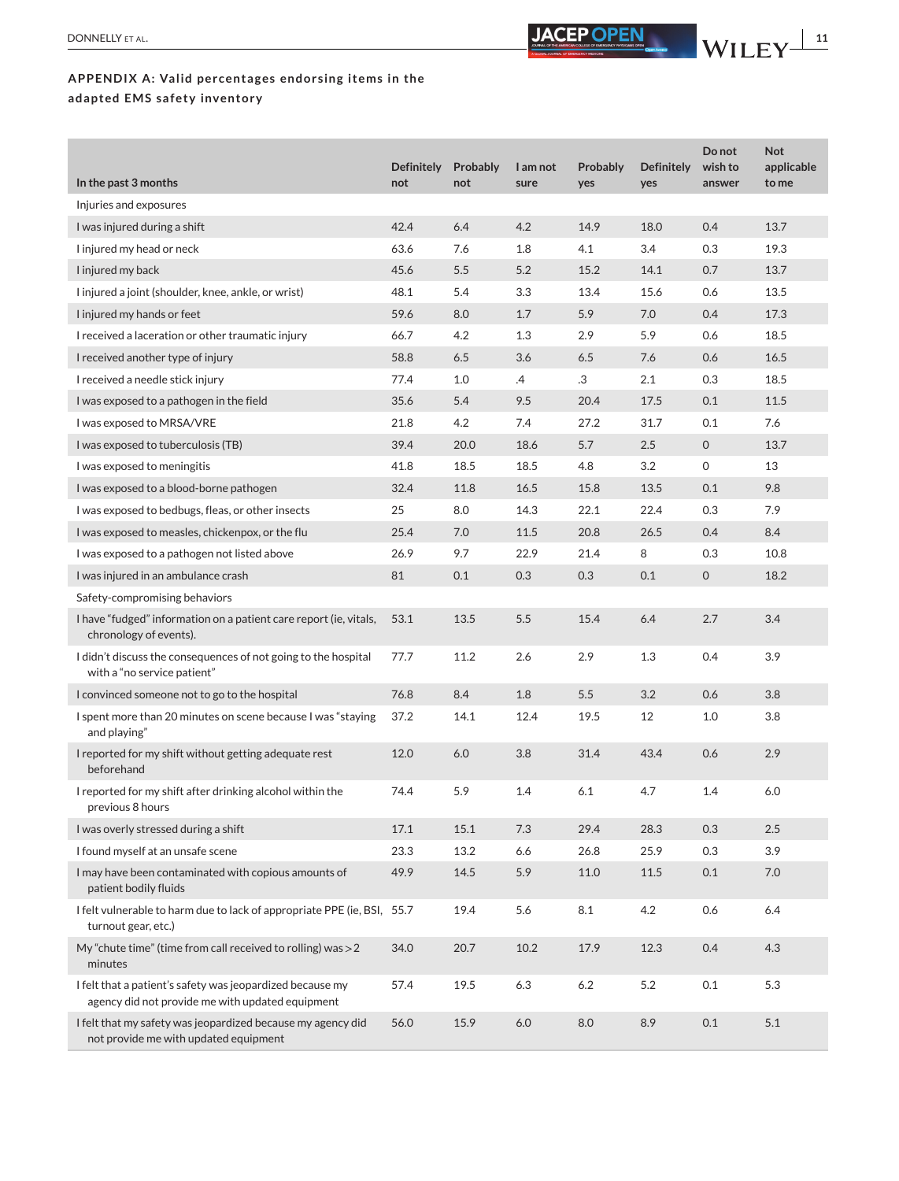### APPENDIX A: Valid percentages endorsing items in the adapted EMS safety inventory

| In the past 3 months | Definitely not | Probably not | I am not sure | Probably yes | Definitely yes | Do not wish to answer | Not applicable to me |
|---|---|---|---|---|---|---|---|
| Injuries and exposures | | | | | | | |
| I was injured during a shift | 42.4 | 6.4 | 4.2 | 14.9 | 18.0 | 0.4 | 13.7 |
| I injured my head or neck | 63.6 | 7.6 | 1.8 | 4.1 | 3.4 | 0.3 | 19.3 |
| I injured my back | 45.6 | 5.5 | 5.2 | 15.2 | 14.1 | 0.7 | 13.7 |
| I injured a joint (shoulder, knee, ankle, or wrist) | 48.1 | 5.4 | 3.3 | 13.4 | 15.6 | 0.6 | 13.5 |
| I injured my hands or feet | 59.6 | 8.0 | 1.7 | 5.9 | 7.0 | 0.4 | 17.3 |
| I received a laceration or other traumatic injury | 66.7 | 4.2 | 1.3 | 2.9 | 5.9 | 0.6 | 18.5 |
| I received another type of injury | 58.8 | 6.5 | 3.6 | 6.5 | 7.6 | 0.6 | 16.5 |
| I received a needle stick injury | 77.4 | 1.0 | .4 | .3 | 2.1 | 0.3 | 18.5 |
| I was exposed to a pathogen in the field | 35.6 | 5.4 | 9.5 | 20.4 | 17.5 | 0.1 | 11.5 |
| I was exposed to MRSA/VRE | 21.8 | 4.2 | 7.4 | 27.2 | 31.7 | 0.1 | 7.6 |
| I was exposed to tuberculosis (TB) | 39.4 | 20.0 | 18.6 | 5.7 | 2.5 | 0 | 13.7 |
| I was exposed to meningitis | 41.8 | 18.5 | 18.5 | 4.8 | 3.2 | 0 | 13 |
| I was exposed to a blood-borne pathogen | 32.4 | 11.8 | 16.5 | 15.8 | 13.5 | 0.1 | 9.8 |
| I was exposed to bedbugs, fleas, or other insects | 25 | 8.0 | 14.3 | 22.1 | 22.4 | 0.3 | 7.9 |
| I was exposed to measles, chickenpox, or the flu | 25.4 | 7.0 | 11.5 | 20.8 | 26.5 | 0.4 | 8.4 |
| I was exposed to a pathogen not listed above | 26.9 | 9.7 | 22.9 | 21.4 | 8 | 0.3 | 10.8 |
| I was injured in an ambulance crash | 81 | 0.1 | 0.3 | 0.3 | 0.1 | 0 | 18.2 |
| Safety-compromising behaviors | | | | | | | |
| I have "fudged" information on a patient care report (ie, vitals, chronology of events). | 53.1 | 13.5 | 5.5 | 15.4 | 6.4 | 2.7 | 3.4 |
| I didn't discuss the consequences of not going to the hospital with a "no service patient" | 77.7 | 11.2 | 2.6 | 2.9 | 1.3 | 0.4 | 3.9 |
| I convinced someone not to go to the hospital | 76.8 | 8.4 | 1.8 | 5.5 | 3.2 | 0.6 | 3.8 |
| I spent more than 20 minutes on scene because I was "staying and playing" | 37.2 | 14.1 | 12.4 | 19.5 | 12 | 1.0 | 3.8 |
| I reported for my shift without getting adequate rest beforehand | 12.0 | 6.0 | 3.8 | 31.4 | 43.4 | 0.6 | 2.9 |
| I reported for my shift after drinking alcohol within the previous 8 hours | 74.4 | 5.9 | 1.4 | 6.1 | 4.7 | 1.4 | 6.0 |
| I was overly stressed during a shift | 17.1 | 15.1 | 7.3 | 29.4 | 28.3 | 0.3 | 2.5 |
| I found myself at an unsafe scene | 23.3 | 13.2 | 6.6 | 26.8 | 25.9 | 0.3 | 3.9 |
| I may have been contaminated with copious amounts of patient bodily fluids | 49.9 | 14.5 | 5.9 | 11.0 | 11.5 | 0.1 | 7.0 |
| I felt vulnerable to harm due to lack of appropriate PPE (ie, BSI, turnout gear, etc.) | 55.7 | 19.4 | 5.6 | 8.1 | 4.2 | 0.6 | 6.4 |
| My "chute time" (time from call received to rolling) was >2 minutes | 34.0 | 20.7 | 10.2 | 17.9 | 12.3 | 0.4 | 4.3 |
| I felt that a patient's safety was jeopardized because my agency did not provide me with updated equipment | 57.4 | 19.5 | 6.3 | 6.2 | 5.2 | 0.1 | 5.3 |
| I felt that my safety was jeopardized because my agency did not provide me with updated equipment | 56.0 | 15.9 | 6.0 | 8.0 | 8.9 | 0.1 | 5.1 |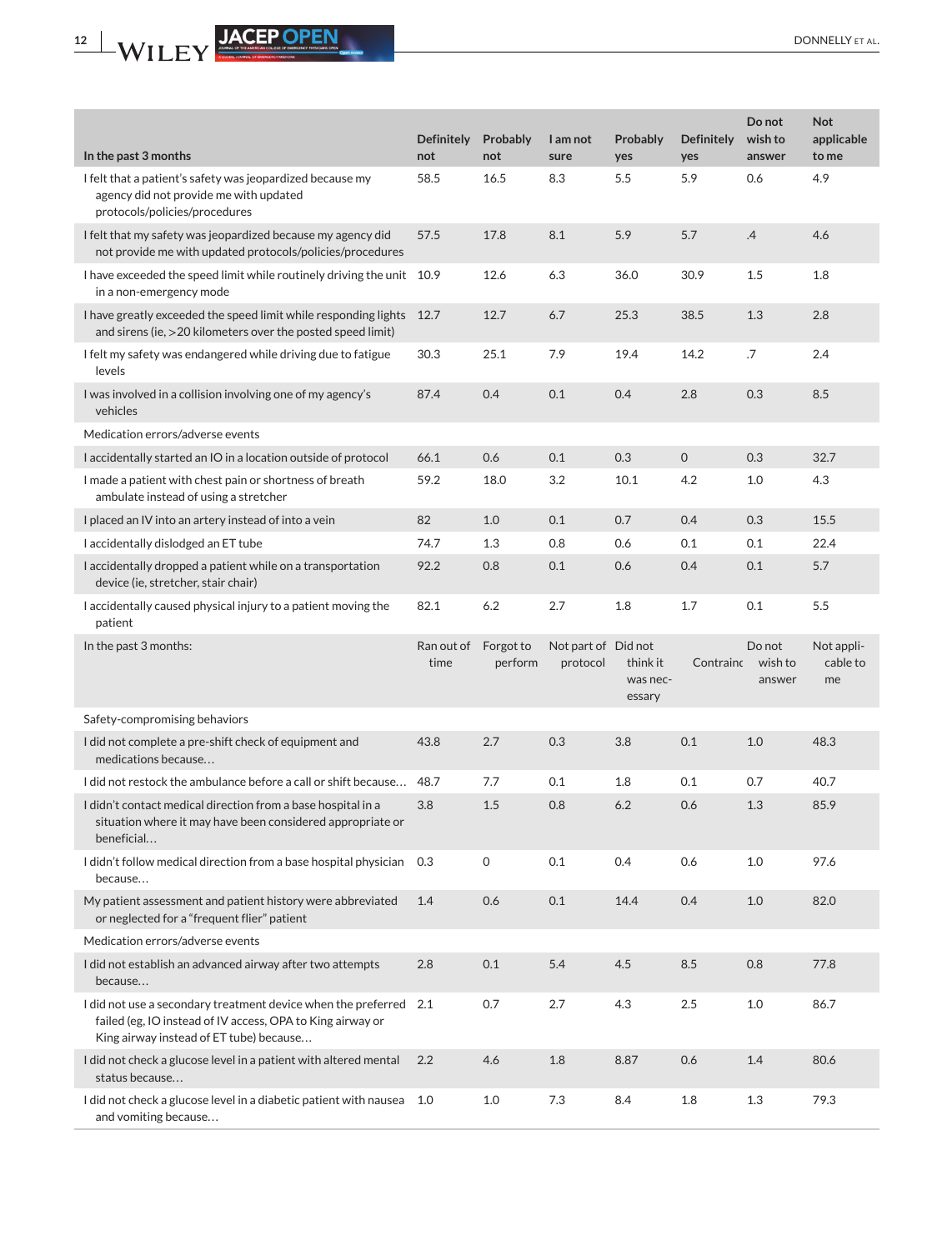| In the past 3 months | Definitely not | Probably not | I am not sure | Probably yes | Definitely yes | Do not wish to answer | Not applicable to me |
|---|---|---|---|---|---|---|---|
| I felt that a patient's safety was jeopardized because my agency did not provide me with updated protocols/policies/procedures | 58.5 | 16.5 | 8.3 | 5.5 | 5.9 | 0.6 | 4.9 |
| I felt that my safety was jeopardized because my agency did not provide me with updated protocols/policies/procedures | 57.5 | 17.8 | 8.1 | 5.9 | 5.7 | .4 | 4.6 |
| I have exceeded the speed limit while routinely driving the unit in a non-emergency mode | 10.9 | 12.6 | 6.3 | 36.0 | 30.9 | 1.5 | 1.8 |
| I have greatly exceeded the speed limit while responding lights and sirens (ie, >20 kilometers over the posted speed limit) | 12.7 | 12.7 | 6.7 | 25.3 | 38.5 | 1.3 | 2.8 |
| I felt my safety was endangered while driving due to fatigue levels | 30.3 | 25.1 | 7.9 | 19.4 | 14.2 | .7 | 2.4 |
| I was involved in a collision involving one of my agency's vehicles | 87.4 | 0.4 | 0.1 | 0.4 | 2.8 | 0.3 | 8.5 |
| Medication errors/adverse events | | | | | | | |
| I accidentally started an IO in a location outside of protocol | 66.1 | 0.6 | 0.1 | 0.3 | 0 | 0.3 | 32.7 |
| I made a patient with chest pain or shortness of breath ambulate instead of using a stretcher | 59.2 | 18.0 | 3.2 | 10.1 | 4.2 | 1.0 | 4.3 |
| I placed an IV into an artery instead of into a vein | 82 | 1.0 | 0.1 | 0.7 | 0.4 | 0.3 | 15.5 |
| I accidentally dislodged an ET tube | 74.7 | 1.3 | 0.8 | 0.6 | 0.1 | 0.1 | 22.4 |
| I accidentally dropped a patient while on a transportation device (ie, stretcher, stair chair) | 92.2 | 0.8 | 0.1 | 0.6 | 0.4 | 0.1 | 5.7 |
| I accidentally caused physical injury to a patient moving the patient | 82.1 | 6.2 | 2.7 | 1.8 | 1.7 | 0.1 | 5.5 |
| **In the past 3 months:** | **Ran out of time** | **Forgot to perform** | **Not part of protocol** | **Did not think it was necessary** | **Contrainc** | **Do not wish to answer** | **Not applicable to me** |
| Safety-compromising behaviors | | | | | | | |
| I did not complete a pre-shift check of equipment and medications because… | 43.8 | 2.7 | 0.3 | 3.8 | 0.1 | 1.0 | 48.3 |
| I did not restock the ambulance before a call or shift because… | 48.7 | 7.7 | 0.1 | 1.8 | 0.1 | 0.7 | 40.7 |
| I didn't contact medical direction from a base hospital in a situation where it may have been considered appropriate or beneficial… | 3.8 | 1.5 | 0.8 | 6.2 | 0.6 | 1.3 | 85.9 |
| I didn't follow medical direction from a base hospital physician because… | 0.3 | 0 | 0.1 | 0.4 | 0.6 | 1.0 | 97.6 |
| My patient assessment and patient history were abbreviated or neglected for a "frequent flier" patient | 1.4 | 0.6 | 0.1 | 14.4 | 0.4 | 1.0 | 82.0 |
| Medication errors/adverse events | | | | | | | |
| I did not establish an advanced airway after two attempts because… | 2.8 | 0.1 | 5.4 | 4.5 | 8.5 | 0.8 | 77.8 |
| I did not use a secondary treatment device when the preferred failed (eg, IO instead of IV access, OPA to King airway or King airway instead of ET tube) because… | 2.1 | 0.7 | 2.7 | 4.3 | 2.5 | 1.0 | 86.7 |
| I did not check a glucose level in a patient with altered mental status because… | 2.2 | 4.6 | 1.8 | 8.87 | 0.6 | 1.4 | 80.6 |
| I did not check a glucose level in a diabetic patient with nausea and vomiting because… | 1.0 | 1.0 | 7.3 | 8.4 | 1.8 | 1.3 | 79.3 |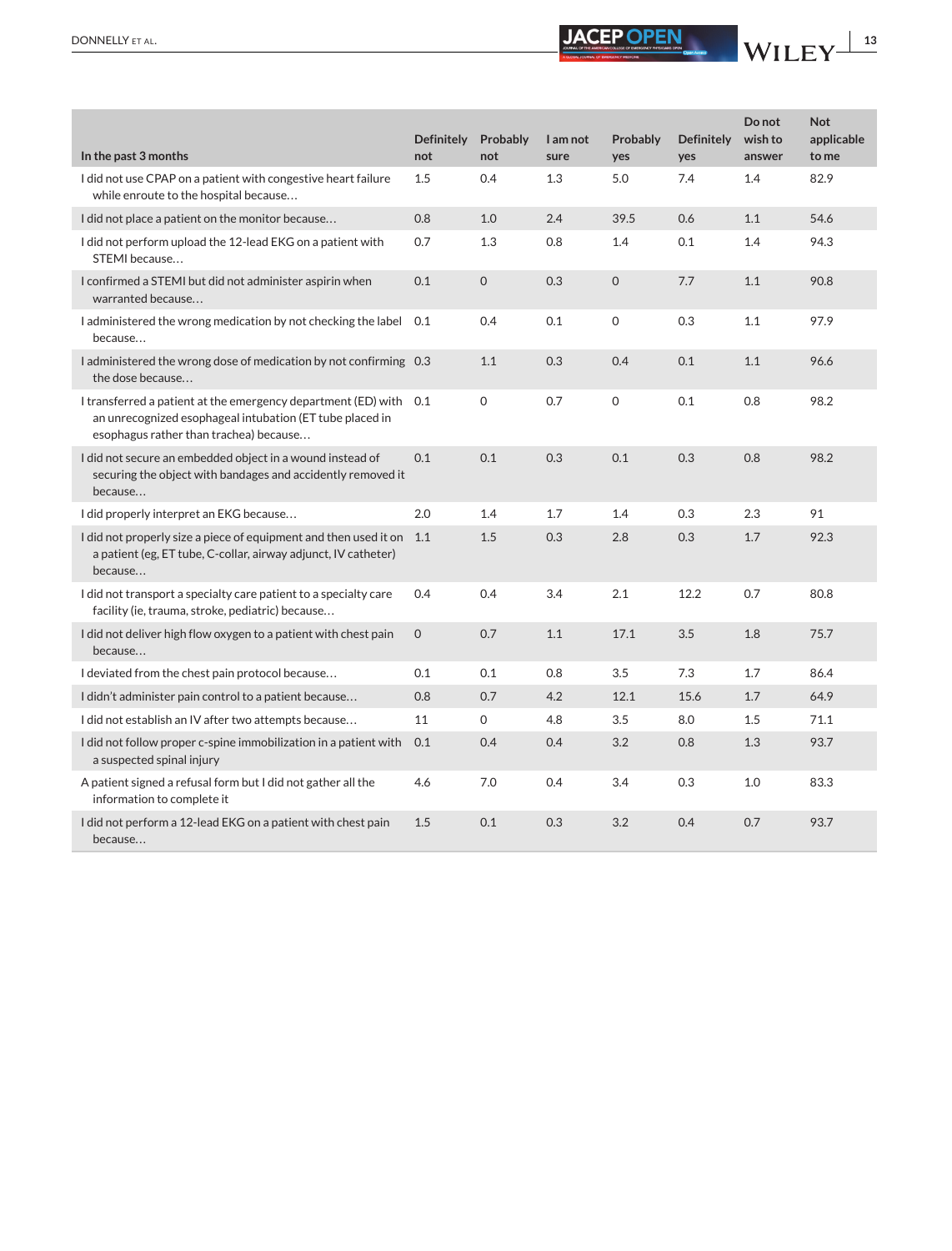| In the past 3 months | Definitely not | Probably not | I am not sure | Probably yes | Definitely yes | Do not wish to answer | Not applicable to me |
|---|---|---|---|---|---|---|---|
| I did not use CPAP on a patient with congestive heart failure while enroute to the hospital because… | 1.5 | 0.4 | 1.3 | 5.0 | 7.4 | 1.4 | 82.9 |
| I did not place a patient on the monitor because… | 0.8 | 1.0 | 2.4 | 39.5 | 0.6 | 1.1 | 54.6 |
| I did not perform upload the 12-lead EKG on a patient with STEMI because… | 0.7 | 1.3 | 0.8 | 1.4 | 0.1 | 1.4 | 94.3 |
| I confirmed a STEMI but did not administer aspirin when warranted because… | 0.1 | 0 | 0.3 | 0 | 7.7 | 1.1 | 90.8 |
| I administered the wrong medication by not checking the label because… | 0.1 | 0.4 | 0.1 | 0 | 0.3 | 1.1 | 97.9 |
| I administered the wrong dose of medication by not confirming the dose because… | 0.3 | 1.1 | 0.3 | 0.4 | 0.1 | 1.1 | 96.6 |
| I transferred a patient at the emergency department (ED) with an unrecognized esophageal intubation (ET tube placed in esophagus rather than trachea) because… | 0.1 | 0 | 0.7 | 0 | 0.1 | 0.8 | 98.2 |
| I did not secure an embedded object in a wound instead of securing the object with bandages and accidently removed it because… | 0.1 | 0.1 | 0.3 | 0.1 | 0.3 | 0.8 | 98.2 |
| I did properly interpret an EKG because… | 2.0 | 1.4 | 1.7 | 1.4 | 0.3 | 2.3 | 91 |
| I did not properly size a piece of equipment and then used it on a patient (eg, ET tube, C-collar, airway adjunct, IV catheter) because… | 1.1 | 1.5 | 0.3 | 2.8 | 0.3 | 1.7 | 92.3 |
| I did not transport a specialty care patient to a specialty care facility (ie, trauma, stroke, pediatric) because… | 0.4 | 0.4 | 3.4 | 2.1 | 12.2 | 0.7 | 80.8 |
| I did not deliver high flow oxygen to a patient with chest pain because… | 0 | 0.7 | 1.1 | 17.1 | 3.5 | 1.8 | 75.7 |
| I deviated from the chest pain protocol because… | 0.1 | 0.1 | 0.8 | 3.5 | 7.3 | 1.7 | 86.4 |
| I didn't administer pain control to a patient because… | 0.8 | 0.7 | 4.2 | 12.1 | 15.6 | 1.7 | 64.9 |
| I did not establish an IV after two attempts because… | 11 | 0 | 4.8 | 3.5 | 8.0 | 1.5 | 71.1 |
| I did not follow proper c-spine immobilization in a patient with a suspected spinal injury | 0.1 | 0.4 | 0.4 | 3.2 | 0.8 | 1.3 | 93.7 |
| A patient signed a refusal form but I did not gather all the information to complete it | 4.6 | 7.0 | 0.4 | 3.4 | 0.3 | 1.0 | 83.3 |
| I did not perform a 12-lead EKG on a patient with chest pain because… | 1.5 | 0.1 | 0.3 | 3.2 | 0.4 | 0.7 | 93.7 |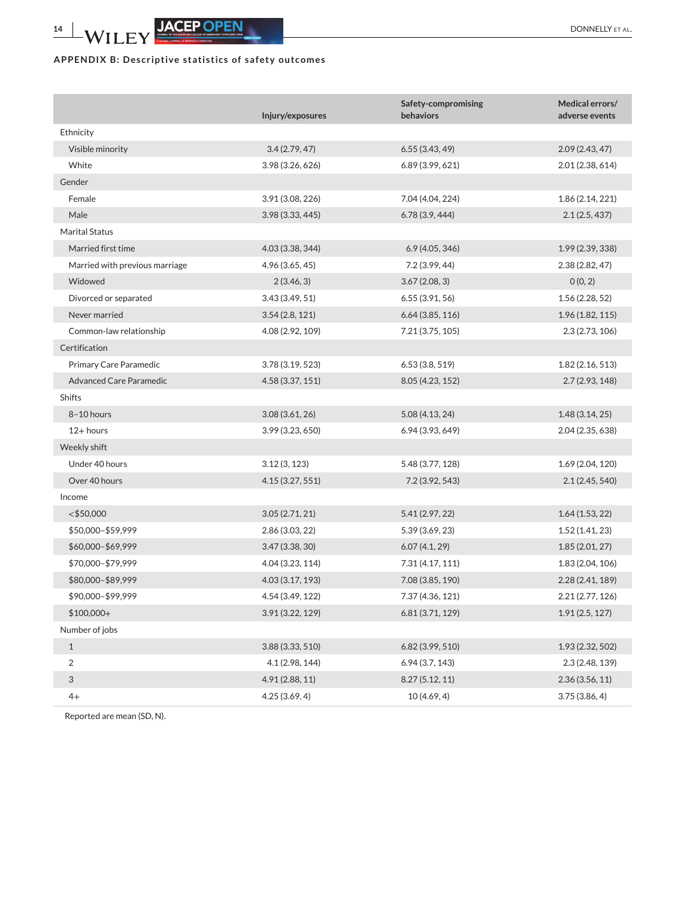## APPENDIX B: Descriptive statistics of safety outcomes

| | Injury/exposures | Safety-compromising behaviors | Medical errors/ adverse events |
|---|---|---|---|
| Ethnicity | | | |
| Visible minority | 3.4 (2.79, 47) | 6.55 (3.43, 49) | 2.09 (2.43, 47) |
| White | 3.98 (3.26, 626) | 6.89 (3.99, 621) | 2.01 (2.38, 614) |
| Gender | | | |
| Female | 3.91 (3.08, 226) | 7.04 (4.04, 224) | 1.86 (2.14, 221) |
| Male | 3.98 (3.33, 445) | 6.78 (3.9, 444) | 2.1 (2.5, 437) |
| Marital Status | | | |
| Married first time | 4.03 (3.38, 344) | 6.9 (4.05, 346) | 1.99 (2.39, 338) |
| Married with previous marriage | 4.96 (3.65, 45) | 7.2 (3.99, 44) | 2.38 (2.82, 47) |
| Widowed | 2 (3.46, 3) | 3.67 (2.08, 3) | 0 (0, 2) |
| Divorced or separated | 3.43 (3.49, 51) | 6.55 (3.91, 56) | 1.56 (2.28, 52) |
| Never married | 3.54 (2.8, 121) | 6.64 (3.85, 116) | 1.96 (1.82, 115) |
| Common-law relationship | 4.08 (2.92, 109) | 7.21 (3.75, 105) | 2.3 (2.73, 106) |
| Certification | | | |
| Primary Care Paramedic | 3.78 (3.19, 523) | 6.53 (3.8, 519) | 1.82 (2.16, 513) |
| Advanced Care Paramedic | 4.58 (3.37, 151) | 8.05 (4.23, 152) | 2.7 (2.93, 148) |
| Shifts | | | |
| 8–10 hours | 3.08 (3.61, 26) | 5.08 (4.13, 24) | 1.48 (3.14, 25) |
| 12+ hours | 3.99 (3.23, 650) | 6.94 (3.93, 649) | 2.04 (2.35, 638) |
| Weekly shift | | | |
| Under 40 hours | 3.12 (3, 123) | 5.48 (3.77, 128) | 1.69 (2.04, 120) |
| Over 40 hours | 4.15 (3.27, 551) | 7.2 (3.92, 543) | 2.1 (2.45, 540) |
| Income | | | |
| <$50,000 | 3.05 (2.71, 21) | 5.41 (2.97, 22) | 1.64 (1.53, 22) |
| $50,000–$59,999 | 2.86 (3.03, 22) | 5.39 (3.69, 23) | 1.52 (1.41, 23) |
| $60,000–$69,999 | 3.47 (3.38, 30) | 6.07 (4.1, 29) | 1.85 (2.01, 27) |
| $70,000–$79,999 | 4.04 (3.23, 114) | 7.31 (4.17, 111) | 1.83 (2.04, 106) |
| $80,000–$89,999 | 4.03 (3.17, 193) | 7.08 (3.85, 190) | 2.28 (2.41, 189) |
| $90,000–$99,999 | 4.54 (3.49, 122) | 7.37 (4.36, 121) | 2.21 (2.77, 126) |
| $100,000+ | 3.91 (3.22, 129) | 6.81 (3.71, 129) | 1.91 (2.5, 127) |
| Number of jobs | | | |
| 1 | 3.88 (3.33, 510) | 6.82 (3.99, 510) | 1.93 (2.32, 502) |
| 2 | 4.1 (2.98, 144) | 6.94 (3.7, 143) | 2.3 (2.48, 139) |
| 3 | 4.91 (2.88, 11) | 8.27 (5.12, 11) | 2.36 (3.56, 11) |
| 4+ | 4.25 (3.69, 4) | 10 (4.69, 4) | 3.75 (3.86, 4) |

Reported are mean (SD, N).